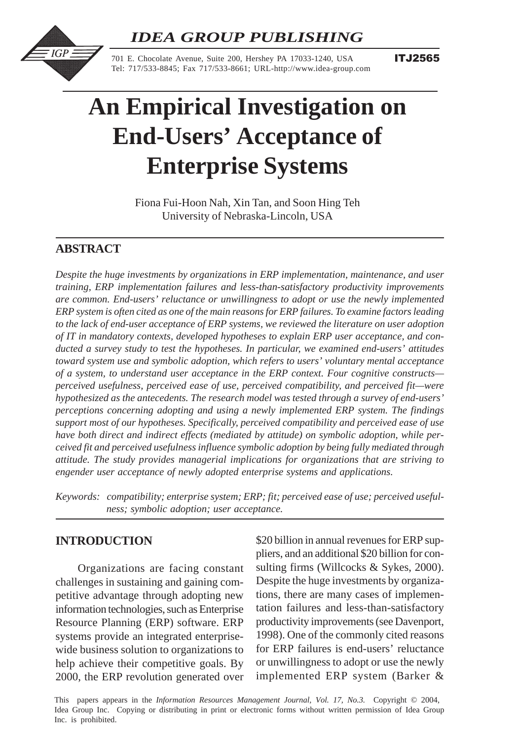# An Empirical Investigation on End-Users' Acceptance of Enterprise Systems

Fiona Fui-Hoon Nah, Xin Tan, and Soon Hing Teh
University of Nebraska-Lincoln, USA

## ABSTRACT

*Despite the huge investments by organizations in ERP implementation, maintenance, and user training, ERP implementation failures and less-than-satisfactory productivity improvements are common. End-users' reluctance or unwillingness to adopt or use the newly implemented ERP system is often cited as one of the main reasons for ERP failures. To examine factors leading to the lack of end-user acceptance of ERP systems, we reviewed the literature on user adoption of IT in mandatory contexts, developed hypotheses to explain ERP user acceptance, and conducted a survey study to test the hypotheses. In particular, we examined end-users' attitudes toward system use and symbolic adoption, which refers to users' voluntary mental acceptance of a system, to understand user acceptance in the ERP context. Four cognitive constructs—perceived usefulness, perceived ease of use, perceived compatibility, and perceived fit—were hypothesized as the antecedents. The research model was tested through a survey of end-users' perceptions concerning adopting and using a newly implemented ERP system. The findings support most of our hypotheses. Specifically, perceived compatibility and perceived ease of use have both direct and indirect effects (mediated by attitude) on symbolic adoption, while perceived fit and perceived usefulness influence symbolic adoption by being fully mediated through attitude. The study provides managerial implications for organizations that are striving to engender user acceptance of newly adopted enterprise systems and applications.*

*Keywords: compatibility; enterprise system; ERP; fit; perceived ease of use; perceived usefulness; symbolic adoption; user acceptance.*

## INTRODUCTION

Organizations are facing constant challenges in sustaining and gaining competitive advantage through adopting new information technologies, such as Enterprise Resource Planning (ERP) software. ERP systems provide an integrated enterprise-wide business solution to organizations to help achieve their competitive goals. By 2000, the ERP revolution generated over $20 billion in annual revenues for ERP suppliers, and an additional $20 billion for consulting firms (Willcocks & Sykes, 2000). Despite the huge investments by organizations, there are many cases of implementation failures and less-than-satisfactory productivity improvements (see Davenport, 1998). One of the commonly cited reasons for ERP failures is end-users' reluctance or unwillingness to adopt or use the newly implemented ERP system (Barker &

This papers appears in the *Information Resources Management Journal, Vol. 17, No.3.* Copyright © 2004, Idea Group Inc. Copying or distributing in print or electronic forms without written permission of Idea Group Inc. is prohibited.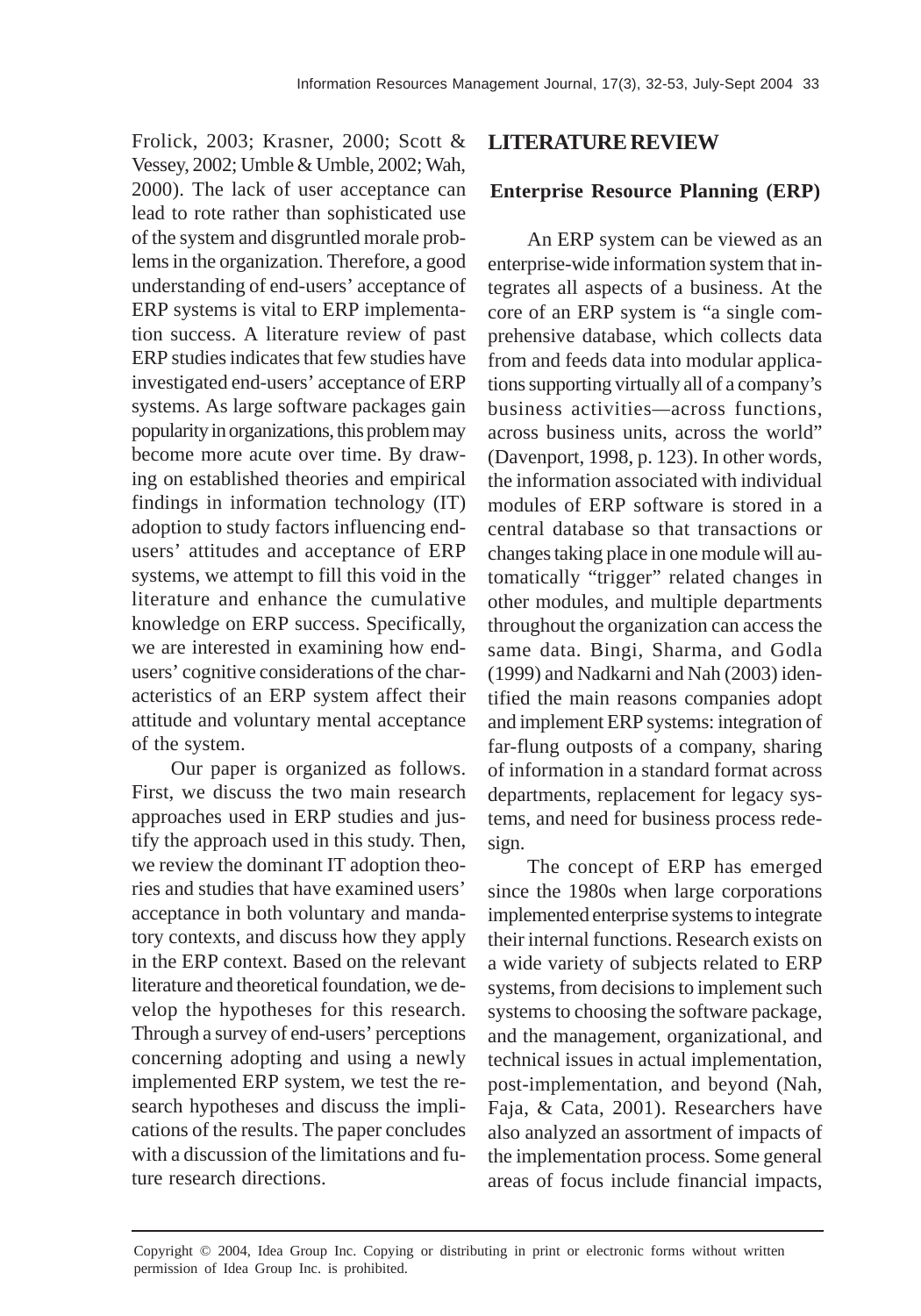Frolick, 2003; Krasner, 2000; Scott & Vessey, 2002; Umble & Umble, 2002; Wah, 2000). The lack of user acceptance can lead to rote rather than sophisticated use of the system and disgruntled morale problems in the organization. Therefore, a good understanding of end-users' acceptance of ERP systems is vital to ERP implementation success. A literature review of past ERP studies indicates that few studies have investigated end-users' acceptance of ERP systems. As large software packages gain popularity in organizations, this problem may become more acute over time. By drawing on established theories and empirical findings in information technology (IT) adoption to study factors influencing end-users' attitudes and acceptance of ERP systems, we attempt to fill this void in the literature and enhance the cumulative knowledge on ERP success. Specifically, we are interested in examining how end-users' cognitive considerations of the characteristics of an ERP system affect their attitude and voluntary mental acceptance of the system.

Our paper is organized as follows. First, we discuss the two main research approaches used in ERP studies and justify the approach used in this study. Then, we review the dominant IT adoption theories and studies that have examined users' acceptance in both voluntary and mandatory contexts, and discuss how they apply in the ERP context. Based on the relevant literature and theoretical foundation, we develop the hypotheses for this research. Through a survey of end-users' perceptions concerning adopting and using a newly implemented ERP system, we test the research hypotheses and discuss the implications of the results. The paper concludes with a discussion of the limitations and future research directions.

## LITERATURE REVIEW

### Enterprise Resource Planning (ERP)

An ERP system can be viewed as an enterprise-wide information system that integrates all aspects of a business. At the core of an ERP system is "a single comprehensive database, which collects data from and feeds data into modular applications supporting virtually all of a company's business activities—across functions, across business units, across the world" (Davenport, 1998, p. 123). In other words, the information associated with individual modules of ERP software is stored in a central database so that transactions or changes taking place in one module will automatically "trigger" related changes in other modules, and multiple departments throughout the organization can access the same data. Bingi, Sharma, and Godla (1999) and Nadkarni and Nah (2003) identified the main reasons companies adopt and implement ERP systems: integration of far-flung outposts of a company, sharing of information in a standard format across departments, replacement for legacy systems, and need for business process redesign.

The concept of ERP has emerged since the 1980s when large corporations implemented enterprise systems to integrate their internal functions. Research exists on a wide variety of subjects related to ERP systems, from decisions to implement such systems to choosing the software package, and the management, organizational, and technical issues in actual implementation, post-implementation, and beyond (Nah, Faja, & Cata, 2001). Researchers have also analyzed an assortment of impacts of the implementation process. Some general areas of focus include financial impacts,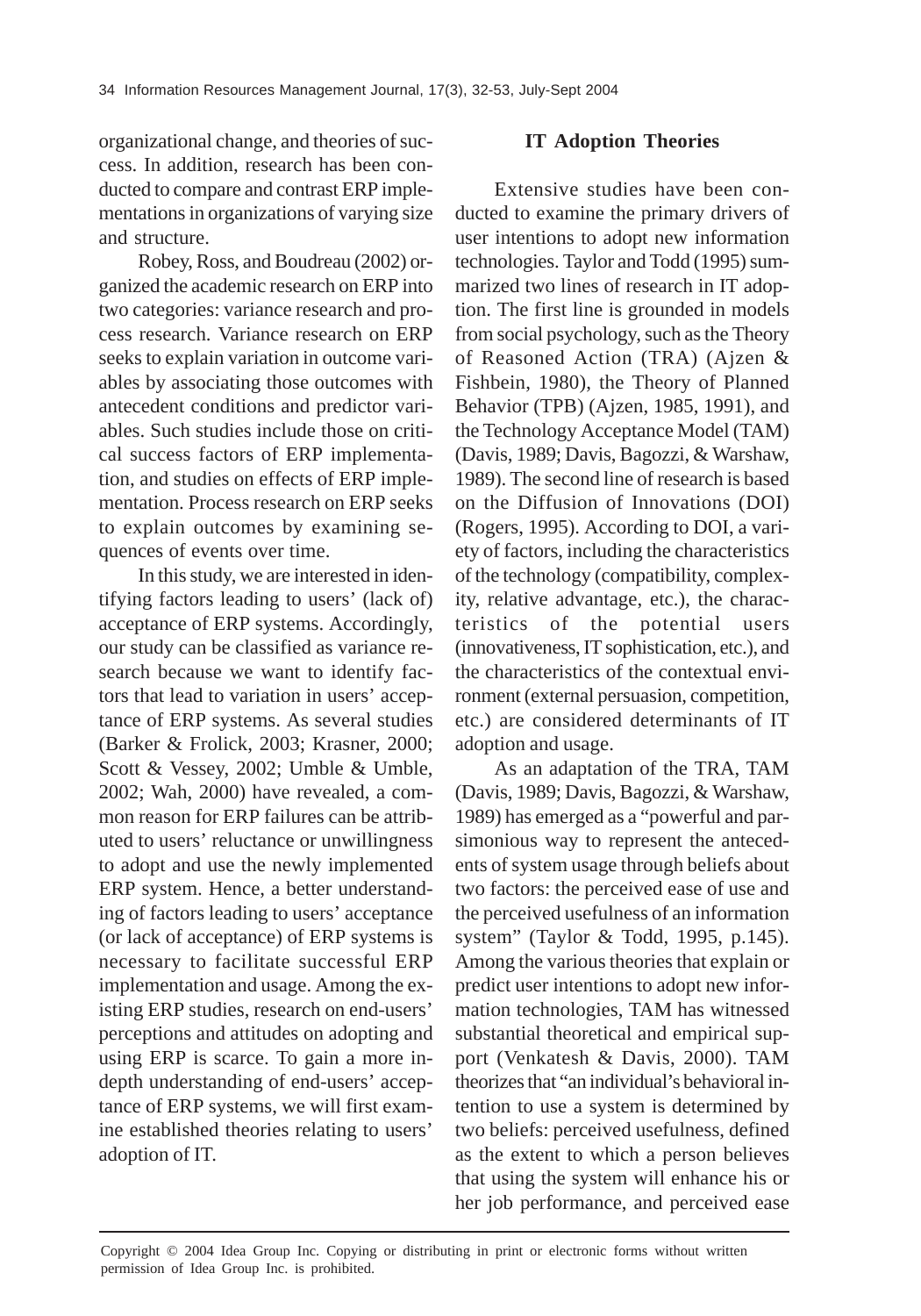organizational change, and theories of success. In addition, research has been conducted to compare and contrast ERP implementations in organizations of varying size and structure.

Robey, Ross, and Boudreau (2002) organized the academic research on ERP into two categories: variance research and process research. Variance research on ERP seeks to explain variation in outcome variables by associating those outcomes with antecedent conditions and predictor variables. Such studies include those on critical success factors of ERP implementation, and studies on effects of ERP implementation. Process research on ERP seeks to explain outcomes by examining sequences of events over time.

In this study, we are interested in identifying factors leading to users' (lack of) acceptance of ERP systems. Accordingly, our study can be classified as variance research because we want to identify factors that lead to variation in users' acceptance of ERP systems. As several studies (Barker & Frolick, 2003; Krasner, 2000; Scott & Vessey, 2002; Umble & Umble, 2002; Wah, 2000) have revealed, a common reason for ERP failures can be attributed to users' reluctance or unwillingness to adopt and use the newly implemented ERP system. Hence, a better understanding of factors leading to users' acceptance (or lack of acceptance) of ERP systems is necessary to facilitate successful ERP implementation and usage. Among the existing ERP studies, research on end-users' perceptions and attitudes on adopting and using ERP is scarce. To gain a more in-depth understanding of end-users' acceptance of ERP systems, we will first examine established theories relating to users' adoption of IT.

### IT Adoption Theories

Extensive studies have been conducted to examine the primary drivers of user intentions to adopt new information technologies. Taylor and Todd (1995) summarized two lines of research in IT adoption. The first line is grounded in models from social psychology, such as the Theory of Reasoned Action (TRA) (Ajzen & Fishbein, 1980), the Theory of Planned Behavior (TPB) (Ajzen, 1985, 1991), and the Technology Acceptance Model (TAM) (Davis, 1989; Davis, Bagozzi, & Warshaw, 1989). The second line of research is based on the Diffusion of Innovations (DOI) (Rogers, 1995). According to DOI, a variety of factors, including the characteristics of the technology (compatibility, complexity, relative advantage, etc.), the characteristics of the potential users (innovativeness, IT sophistication, etc.), and the characteristics of the contextual environment (external persuasion, competition, etc.) are considered determinants of IT adoption and usage.

As an adaptation of the TRA, TAM (Davis, 1989; Davis, Bagozzi, & Warshaw, 1989) has emerged as a "powerful and parsimonious way to represent the antecedents of system usage through beliefs about two factors: the perceived ease of use and the perceived usefulness of an information system" (Taylor & Todd, 1995, p.145). Among the various theories that explain or predict user intentions to adopt new information technologies, TAM has witnessed substantial theoretical and empirical support (Venkatesh & Davis, 2000). TAM theorizes that "an individual's behavioral intention to use a system is determined by two beliefs: perceived usefulness, defined as the extent to which a person believes that using the system will enhance his or her job performance, and perceived ease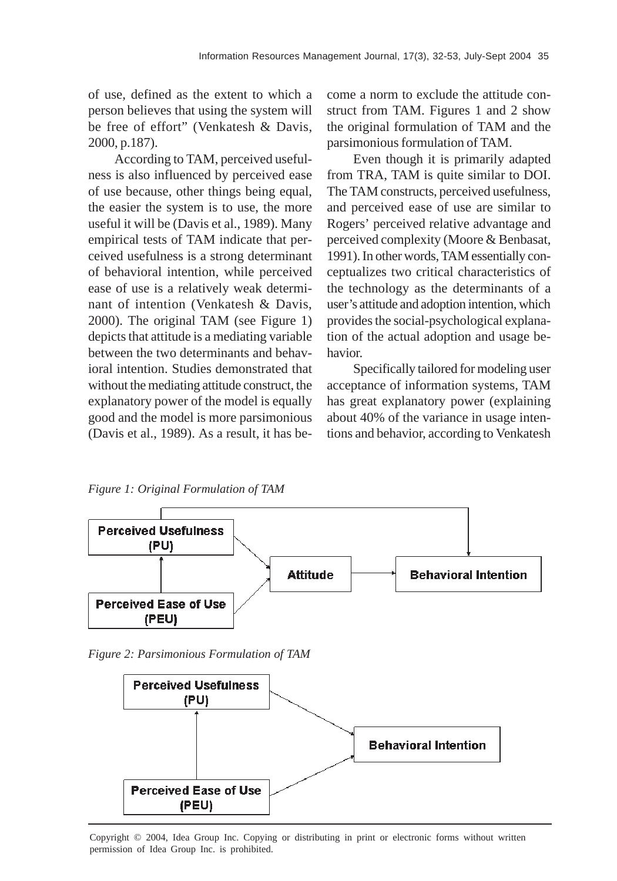of use, defined as the extent to which a person believes that using the system will be free of effort" (Venkatesh & Davis, 2000, p.187).

According to TAM, perceived usefulness is also influenced by perceived ease of use because, other things being equal, the easier the system is to use, the more useful it will be (Davis et al., 1989). Many empirical tests of TAM indicate that perceived usefulness is a strong determinant of behavioral intention, while perceived ease of use is a relatively weak determinant of intention (Venkatesh & Davis, 2000). The original TAM (see Figure 1) depicts that attitude is a mediating variable between the two determinants and behavioral intention. Studies demonstrated that without the mediating attitude construct, the explanatory power of the model is equally good and the model is more parsimonious (Davis et al., 1989). As a result, it has become a norm to exclude the attitude construct from TAM. Figures 1 and 2 show the original formulation of TAM and the parsimonious formulation of TAM.

Even though it is primarily adapted from TRA, TAM is quite similar to DOI. The TAM constructs, perceived usefulness, and perceived ease of use are similar to Rogers' perceived relative advantage and perceived complexity (Moore & Benbasat, 1991). In other words, TAM essentially conceptualizes two critical characteristics of the technology as the determinants of a user's attitude and adoption intention, which provides the social-psychological explanation of the actual adoption and usage behavior.

Specifically tailored for modeling user acceptance of information systems, TAM has great explanatory power (explaining about 40% of the variance in usage intentions and behavior, according to Venkatesh

*Figure 1: Original Formulation of TAM*

Perceived Usefulness (PU) → Attitude; Perceived Ease of Use (PEU) → Attitude; Perceived Ease of Use (PEU) → Perceived Usefulness (PU); Attitude → Behavioral Intention; Perceived Usefulness (PU) → Behavioral Intention

*Figure 2: Parsimonious Formulation of TAM*

Perceived Usefulness (PU) → Behavioral Intention; Perceived Ease of Use (PEU) → Behavioral Intention; Perceived Ease of Use (PEU) → Perceived Usefulness (PU)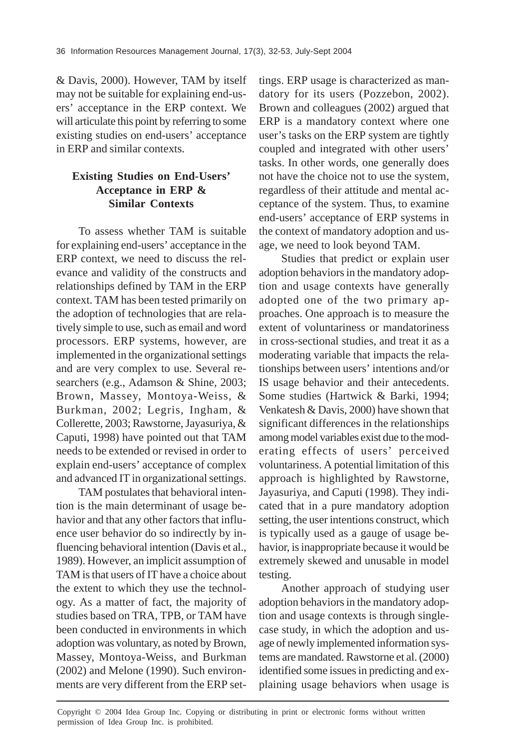& Davis, 2000). However, TAM by itself may not be suitable for explaining end-users' acceptance in the ERP context. We will articulate this point by referring to some existing studies on end-users' acceptance in ERP and similar contexts.

### Existing Studies on End-Users' Acceptance in ERP & Similar Contexts

To assess whether TAM is suitable for explaining end-users' acceptance in the ERP context, we need to discuss the relevance and validity of the constructs and relationships defined by TAM in the ERP context. TAM has been tested primarily on the adoption of technologies that are relatively simple to use, such as email and word processors. ERP systems, however, are implemented in the organizational settings and are very complex to use. Several researchers (e.g., Adamson & Shine, 2003; Brown, Massey, Montoya-Weiss, & Burkman, 2002; Legris, Ingham, & Collerette, 2003; Rawstorne, Jayasuriya, & Caputi, 1998) have pointed out that TAM needs to be extended or revised in order to explain end-users' acceptance of complex and advanced IT in organizational settings.

TAM postulates that behavioral intention is the main determinant of usage behavior and that any other factors that influence user behavior do so indirectly by influencing behavioral intention (Davis et al., 1989). However, an implicit assumption of TAM is that users of IT have a choice about the extent to which they use the technology. As a matter of fact, the majority of studies based on TRA, TPB, or TAM have been conducted in environments in which adoption was voluntary, as noted by Brown, Massey, Montoya-Weiss, and Burkman (2002) and Melone (1990). Such environments are very different from the ERP settings. ERP usage is characterized as mandatory for its users (Pozzebon, 2002). Brown and colleagues (2002) argued that ERP is a mandatory context where one user's tasks on the ERP system are tightly coupled and integrated with other users' tasks. In other words, one generally does not have the choice not to use the system, regardless of their attitude and mental acceptance of the system. Thus, to examine end-users' acceptance of ERP systems in the context of mandatory adoption and usage, we need to look beyond TAM.

Studies that predict or explain user adoption behaviors in the mandatory adoption and usage contexts have generally adopted one of the two primary approaches. One approach is to measure the extent of voluntariness or mandatoriness in cross-sectional studies, and treat it as a moderating variable that impacts the relationships between users' intentions and/or IS usage behavior and their antecedents. Some studies (Hartwick & Barki, 1994; Venkatesh & Davis, 2000) have shown that significant differences in the relationships among model variables exist due to the moderating effects of users' perceived voluntariness. A potential limitation of this approach is highlighted by Rawstorne, Jayasuriya, and Caputi (1998). They indicated that in a pure mandatory adoption setting, the user intentions construct, which is typically used as a gauge of usage behavior, is inappropriate because it would be extremely skewed and unusable in model testing.

Another approach of studying user adoption behaviors in the mandatory adoption and usage contexts is through single-case study, in which the adoption and usage of newly implemented information systems are mandated. Rawstorne et al. (2000) identified some issues in predicting and explaining usage behaviors when usage is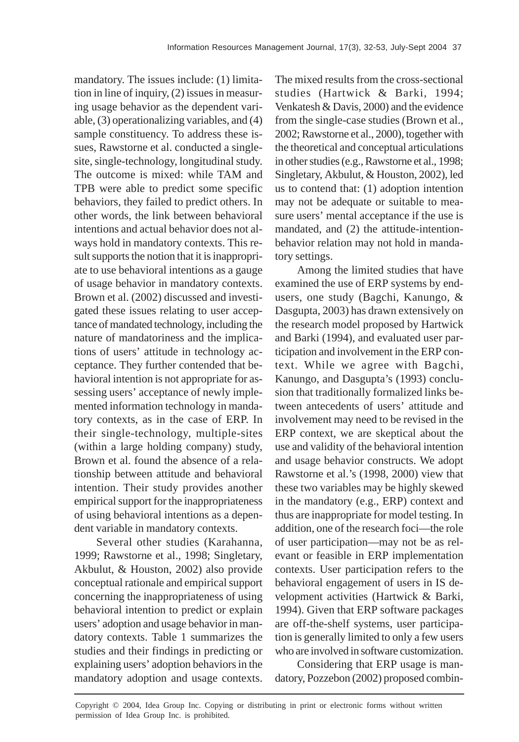mandatory. The issues include: (1) limitation in line of inquiry, (2) issues in measuring usage behavior as the dependent variable, (3) operationalizing variables, and (4) sample constituency. To address these issues, Rawstorne et al. conducted a single-site, single-technology, longitudinal study. The outcome is mixed: while TAM and TPB were able to predict some specific behaviors, they failed to predict others. In other words, the link between behavioral intentions and actual behavior does not always hold in mandatory contexts. This result supports the notion that it is inappropriate to use behavioral intentions as a gauge of usage behavior in mandatory contexts. Brown et al. (2002) discussed and investigated these issues relating to user acceptance of mandated technology, including the nature of mandatoriness and the implications of users' attitude in technology acceptance. They further contended that behavioral intention is not appropriate for assessing users' acceptance of newly implemented information technology in mandatory contexts, as in the case of ERP. In their single-technology, multiple-sites (within a large holding company) study, Brown et al. found the absence of a relationship between attitude and behavioral intention. Their study provides another empirical support for the inappropriateness of using behavioral intentions as a dependent variable in mandatory contexts.

Several other studies (Karahanna, 1999; Rawstorne et al., 1998; Singletary, Akbulut, & Houston, 2002) also provide conceptual rationale and empirical support concerning the inappropriateness of using behavioral intention to predict or explain users' adoption and usage behavior in mandatory contexts. Table 1 summarizes the studies and their findings in predicting or explaining users' adoption behaviors in the mandatory adoption and usage contexts. The mixed results from the cross-sectional studies (Hartwick & Barki, 1994; Venkatesh & Davis, 2000) and the evidence from the single-case studies (Brown et al., 2002; Rawstorne et al., 2000), together with the theoretical and conceptual articulations in other studies (e.g., Rawstorne et al., 1998; Singletary, Akbulut, & Houston, 2002), led us to contend that: (1) adoption intention may not be adequate or suitable to measure users' mental acceptance if the use is mandated, and (2) the attitude-intention-behavior relation may not hold in mandatory settings.

Among the limited studies that have examined the use of ERP systems by end-users, one study (Bagchi, Kanungo, & Dasgupta, 2003) has drawn extensively on the research model proposed by Hartwick and Barki (1994), and evaluated user participation and involvement in the ERP context. While we agree with Bagchi, Kanungo, and Dasgupta's (1993) conclusion that traditionally formalized links between antecedents of users' attitude and involvement may need to be revised in the ERP context, we are skeptical about the use and validity of the behavioral intention and usage behavior constructs. We adopt Rawstorne et al.'s (1998, 2000) view that these two variables may be highly skewed in the mandatory (e.g., ERP) context and thus are inappropriate for model testing. In addition, one of the research foci—the role of user participation—may not be as relevant or feasible in ERP implementation contexts. User participation refers to the behavioral engagement of users in IS development activities (Hartwick & Barki, 1994). Given that ERP software packages are off-the-shelf systems, user participation is generally limited to only a few users who are involved in software customization.

Considering that ERP usage is mandatory, Pozzebon (2002) proposed combin-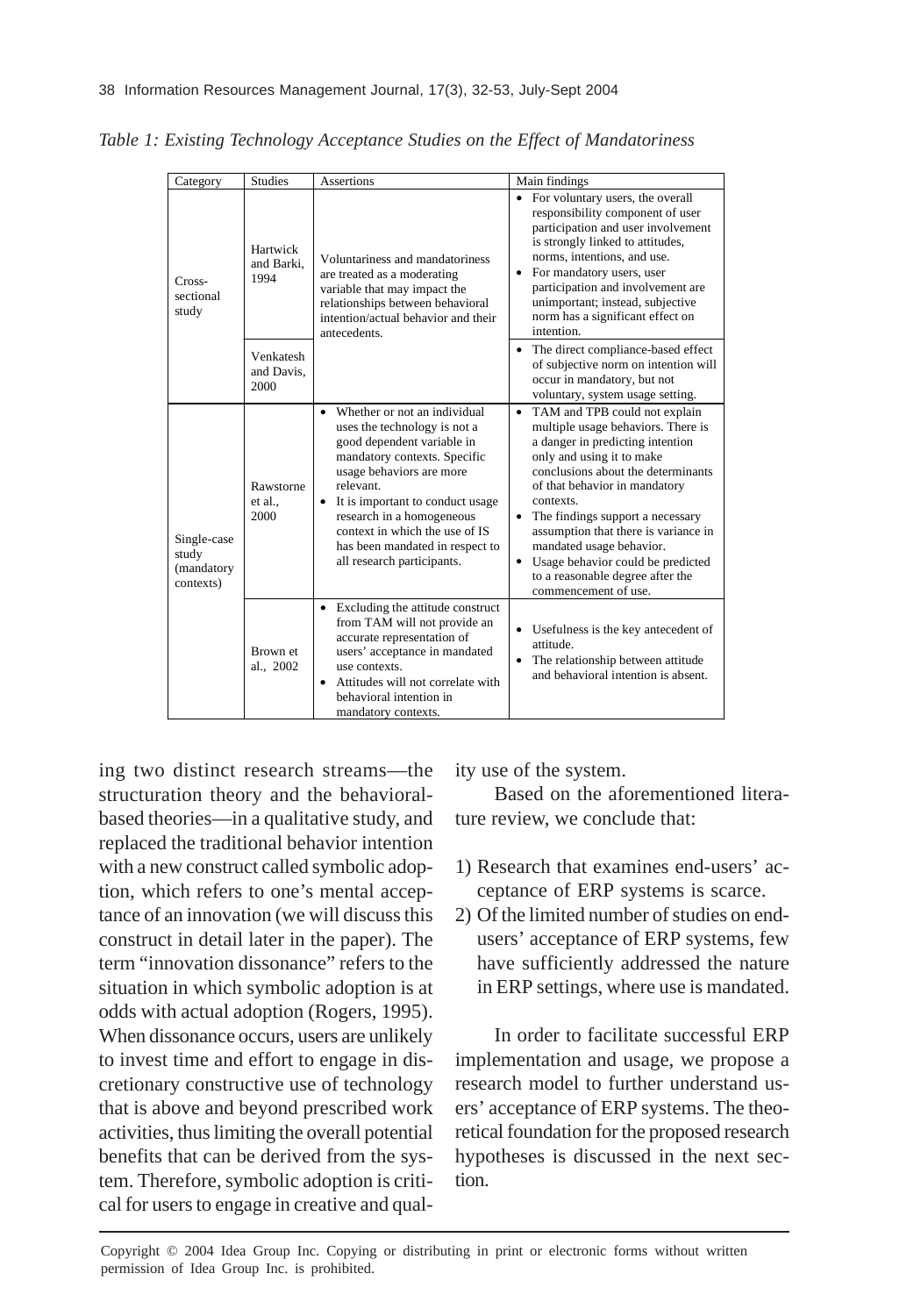*Table 1: Existing Technology Acceptance Studies on the Effect of Mandatoriness*

| Category | Studies | Assertions | Main findings |
|---|---|---|---|
| Cross-sectional study | Hartwick and Barki, 1994 | Voluntariness and mandatoriness are treated as a moderating variable that may impact the relationships between behavioral intention/actual behavior and their antecedents. | • For voluntary users, the overall responsibility component of user participation and user involvement is strongly linked to attitudes, norms, intentions, and use. • For mandatory users, user participation and involvement are unimportant; instead, subjective norm has a significant effect on intention. |
| | Venkatesh and Davis, 2000 | | • The direct compliance-based effect of subjective norm on intention will occur in mandatory, but not voluntary, system usage setting. |
| Single-case study (mandatory contexts) | Rawstorne et al., 2000 | • Whether or not an individual uses the technology is not a good dependent variable in mandatory contexts. Specific usage behaviors are more relevant. • It is important to conduct usage research in a homogeneous context in which the use of IS has been mandated in respect to all research participants. | • TAM and TPB could not explain multiple usage behaviors. There is a danger in predicting intention only and using it to make conclusions about the determinants of that behavior in mandatory contexts. • The findings support a necessary assumption that there is variance in mandated usage behavior. • Usage behavior could be predicted to a reasonable degree after the commencement of use. |
| | Brown et al., 2002 | • Excluding the attitude construct from TAM will not provide an accurate representation of users' acceptance in mandated use contexts. • Attitudes will not correlate with behavioral intention in mandatory contexts. | • Usefulness is the key antecedent of attitude. • The relationship between attitude and behavioral intention is absent. |

ing two distinct research streams—the structuration theory and the behavioral-based theories—in a qualitative study, and replaced the traditional behavior intention with a new construct called symbolic adoption, which refers to one's mental acceptance of an innovation (we will discuss this construct in detail later in the paper). The term "innovation dissonance" refers to the situation in which symbolic adoption is at odds with actual adoption (Rogers, 1995). When dissonance occurs, users are unlikely to invest time and effort to engage in discretionary constructive use of technology that is above and beyond prescribed work activities, thus limiting the overall potential benefits that can be derived from the system. Therefore, symbolic adoption is critical for users to engage in creative and quality use of the system.

Based on the aforementioned literature review, we conclude that:

1) Research that examines end-users' acceptance of ERP systems is scarce.
2) Of the limited number of studies on end-users' acceptance of ERP systems, few have sufficiently addressed the nature in ERP settings, where use is mandated.

In order to facilitate successful ERP implementation and usage, we propose a research model to further understand users' acceptance of ERP systems. The theoretical foundation for the proposed research hypotheses is discussed in the next section.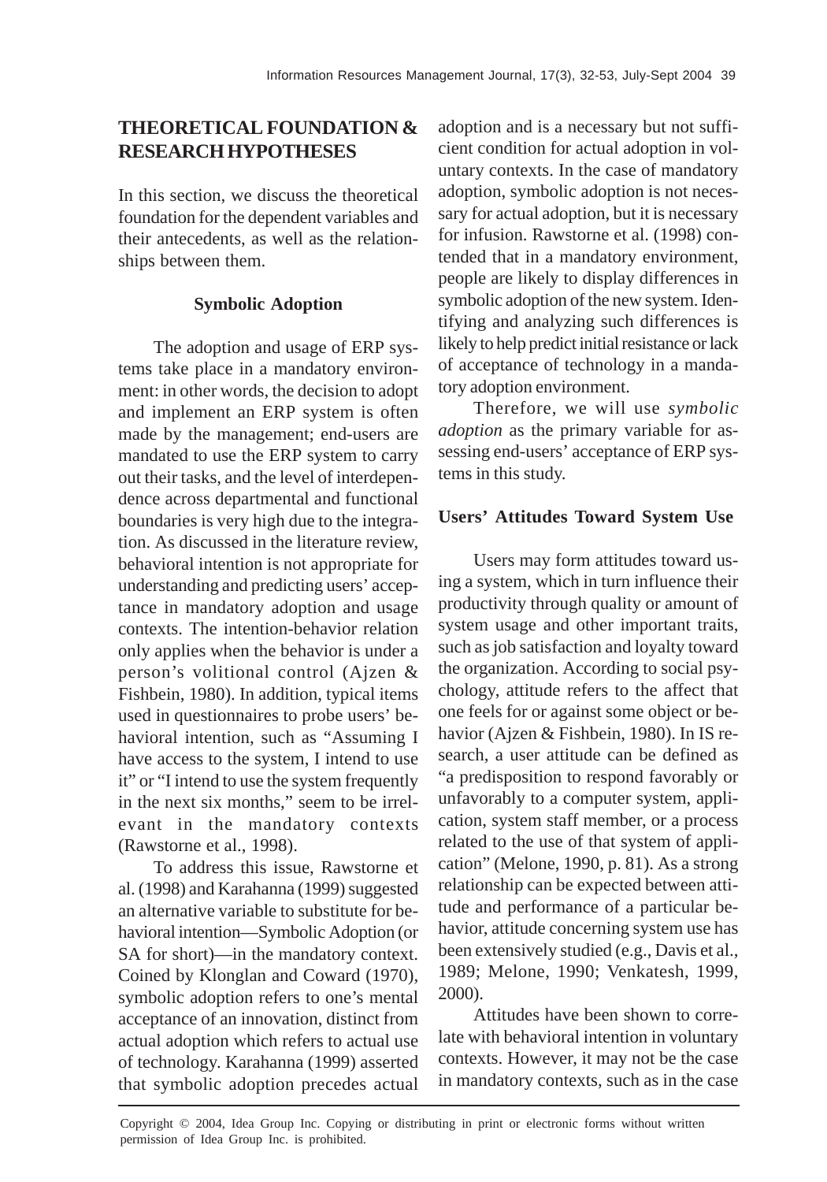## THEORETICAL FOUNDATION & RESEARCH HYPOTHESES

In this section, we discuss the theoretical foundation for the dependent variables and their antecedents, as well as the relationships between them.

### Symbolic Adoption

The adoption and usage of ERP systems take place in a mandatory environment: in other words, the decision to adopt and implement an ERP system is often made by the management; end-users are mandated to use the ERP system to carry out their tasks, and the level of interdependence across departmental and functional boundaries is very high due to the integration. As discussed in the literature review, behavioral intention is not appropriate for understanding and predicting users' acceptance in mandatory adoption and usage contexts. The intention-behavior relation only applies when the behavior is under a person's volitional control (Ajzen & Fishbein, 1980). In addition, typical items used in questionnaires to probe users' behavioral intention, such as "Assuming I have access to the system, I intend to use it" or "I intend to use the system frequently in the next six months," seem to be irrelevant in the mandatory contexts (Rawstorne et al., 1998).

To address this issue, Rawstorne et al. (1998) and Karahanna (1999) suggested an alternative variable to substitute for behavioral intention—Symbolic Adoption (or SA for short)—in the mandatory context. Coined by Klonglan and Coward (1970), symbolic adoption refers to one's mental acceptance of an innovation, distinct from actual adoption which refers to actual use of technology. Karahanna (1999) asserted that symbolic adoption precedes actual adoption and is a necessary but not sufficient condition for actual adoption in voluntary contexts. In the case of mandatory adoption, symbolic adoption is not necessary for actual adoption, but it is necessary for infusion. Rawstorne et al. (1998) contended that in a mandatory environment, people are likely to display differences in symbolic adoption of the new system. Identifying and analyzing such differences is likely to help predict initial resistance or lack of acceptance of technology in a mandatory adoption environment.

Therefore, we will use *symbolic adoption* as the primary variable for assessing end-users' acceptance of ERP systems in this study.

### Users' Attitudes Toward System Use

Users may form attitudes toward using a system, which in turn influence their productivity through quality or amount of system usage and other important traits, such as job satisfaction and loyalty toward the organization. According to social psychology, attitude refers to the affect that one feels for or against some object or behavior (Ajzen & Fishbein, 1980). In IS research, a user attitude can be defined as "a predisposition to respond favorably or unfavorably to a computer system, application, system staff member, or a process related to the use of that system of application" (Melone, 1990, p. 81). As a strong relationship can be expected between attitude and performance of a particular behavior, attitude concerning system use has been extensively studied (e.g., Davis et al., 1989; Melone, 1990; Venkatesh, 1999, 2000).

Attitudes have been shown to correlate with behavioral intention in voluntary contexts. However, it may not be the case in mandatory contexts, such as in the case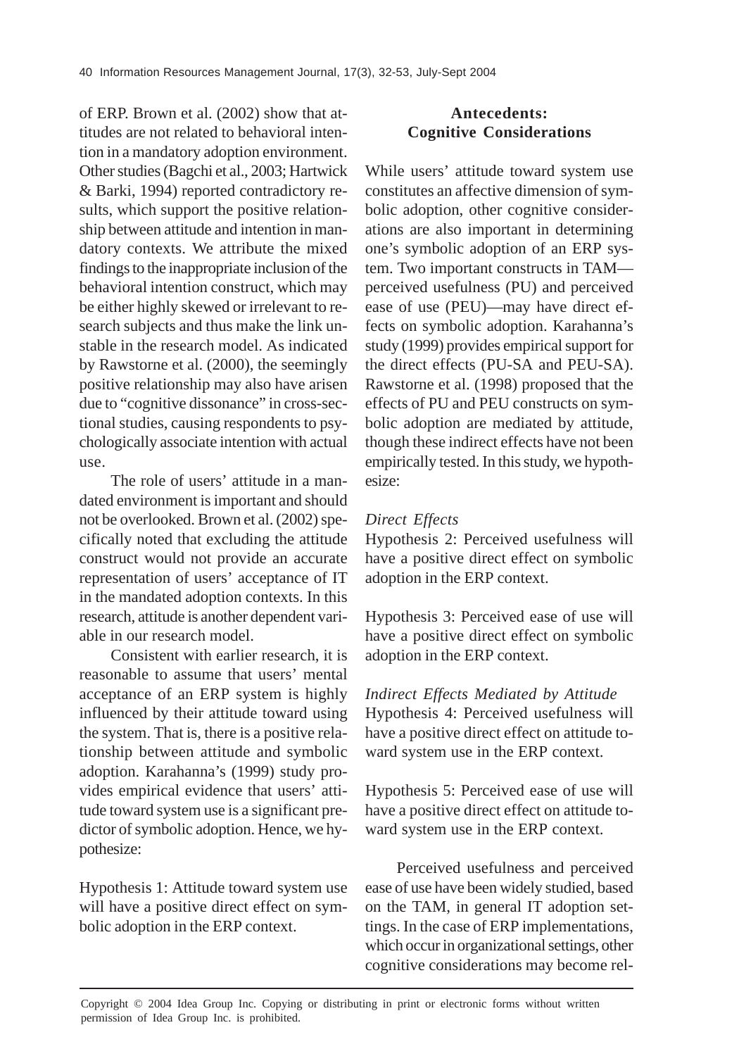of ERP. Brown et al. (2002) show that attitudes are not related to behavioral intention in a mandatory adoption environment. Other studies (Bagchi et al., 2003; Hartwick & Barki, 1994) reported contradictory results, which support the positive relationship between attitude and intention in mandatory contexts. We attribute the mixed findings to the inappropriate inclusion of the behavioral intention construct, which may be either highly skewed or irrelevant to research subjects and thus make the link unstable in the research model. As indicated by Rawstorne et al. (2000), the seemingly positive relationship may also have arisen due to "cognitive dissonance" in cross-sectional studies, causing respondents to psychologically associate intention with actual use.

The role of users' attitude in a mandated environment is important and should not be overlooked. Brown et al. (2002) specifically noted that excluding the attitude construct would not provide an accurate representation of users' acceptance of IT in the mandated adoption contexts. In this research, attitude is another dependent variable in our research model.

Consistent with earlier research, it is reasonable to assume that users' mental acceptance of an ERP system is highly influenced by their attitude toward using the system. That is, there is a positive relationship between attitude and symbolic adoption. Karahanna's (1999) study provides empirical evidence that users' attitude toward system use is a significant predictor of symbolic adoption. Hence, we hypothesize:

Hypothesis 1: Attitude toward system use will have a positive direct effect on symbolic adoption in the ERP context.

## Antecedents: Cognitive Considerations

While users' attitude toward system use constitutes an affective dimension of symbolic adoption, other cognitive considerations are also important in determining one's symbolic adoption of an ERP system. Two important constructs in TAM—perceived usefulness (PU) and perceived ease of use (PEU)—may have direct effects on symbolic adoption. Karahanna's study (1999) provides empirical support for the direct effects (PU-SA and PEU-SA). Rawstorne et al. (1998) proposed that the effects of PU and PEU constructs on symbolic adoption are mediated by attitude, though these indirect effects have not been empirically tested. In this study, we hypothesize:

*Direct Effects*

Hypothesis 2: Perceived usefulness will have a positive direct effect on symbolic adoption in the ERP context.

Hypothesis 3: Perceived ease of use will have a positive direct effect on symbolic adoption in the ERP context.

*Indirect Effects Mediated by Attitude*

Hypothesis 4: Perceived usefulness will have a positive direct effect on attitude toward system use in the ERP context.

Hypothesis 5: Perceived ease of use will have a positive direct effect on attitude toward system use in the ERP context.

Perceived usefulness and perceived ease of use have been widely studied, based on the TAM, in general IT adoption settings. In the case of ERP implementations, which occur in organizational settings, other cognitive considerations may become rel-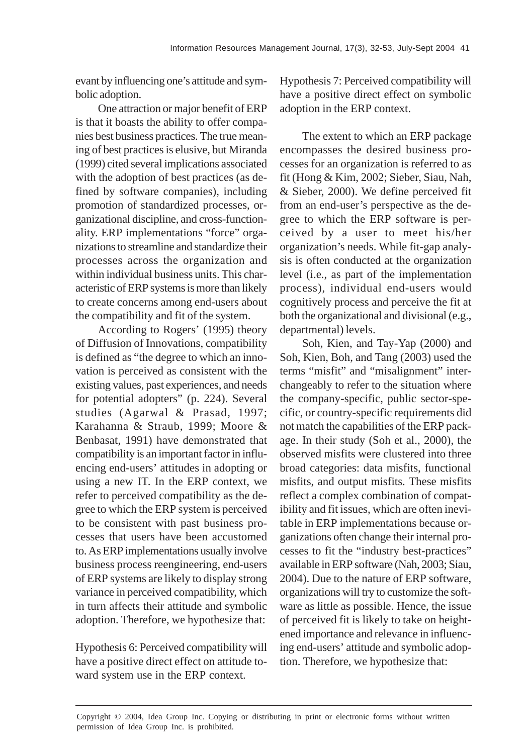evant by influencing one's attitude and symbolic adoption.

One attraction or major benefit of ERP is that it boasts the ability to offer companies best business practices. The true meaning of best practices is elusive, but Miranda (1999) cited several implications associated with the adoption of best practices (as defined by software companies), including promotion of standardized processes, organizational discipline, and cross-functionality. ERP implementations "force" organizations to streamline and standardize their processes across the organization and within individual business units. This characteristic of ERP systems is more than likely to create concerns among end-users about the compatibility and fit of the system.

According to Rogers' (1995) theory of Diffusion of Innovations, compatibility is defined as "the degree to which an innovation is perceived as consistent with the existing values, past experiences, and needs for potential adopters" (p. 224). Several studies (Agarwal & Prasad, 1997; Karahanna & Straub, 1999; Moore & Benbasat, 1991) have demonstrated that compatibility is an important factor in influencing end-users' attitudes in adopting or using a new IT. In the ERP context, we refer to perceived compatibility as the degree to which the ERP system is perceived to be consistent with past business processes that users have been accustomed to. As ERP implementations usually involve business process reengineering, end-users of ERP systems are likely to display strong variance in perceived compatibility, which in turn affects their attitude and symbolic adoption. Therefore, we hypothesize that:

Hypothesis 6: Perceived compatibility will have a positive direct effect on attitude toward system use in the ERP context.

Hypothesis 7: Perceived compatibility will have a positive direct effect on symbolic adoption in the ERP context.

The extent to which an ERP package encompasses the desired business processes for an organization is referred to as fit (Hong & Kim, 2002; Sieber, Siau, Nah, & Sieber, 2000). We define perceived fit from an end-user's perspective as the degree to which the ERP software is perceived by a user to meet his/her organization's needs. While fit-gap analysis is often conducted at the organization level (i.e., as part of the implementation process), individual end-users would cognitively process and perceive the fit at both the organizational and divisional (e.g., departmental) levels.

Soh, Kien, and Tay-Yap (2000) and Soh, Kien, Boh, and Tang (2003) used the terms "misfit" and "misalignment" interchangeably to refer to the situation where the company-specific, public sector-specific, or country-specific requirements did not match the capabilities of the ERP package. In their study (Soh et al., 2000), the observed misfits were clustered into three broad categories: data misfits, functional misfits, and output misfits. These misfits reflect a complex combination of compatibility and fit issues, which are often inevitable in ERP implementations because organizations often change their internal processes to fit the "industry best-practices" available in ERP software (Nah, 2003; Siau, 2004). Due to the nature of ERP software, organizations will try to customize the software as little as possible. Hence, the issue of perceived fit is likely to take on heightened importance and relevance in influencing end-users' attitude and symbolic adoption. Therefore, we hypothesize that: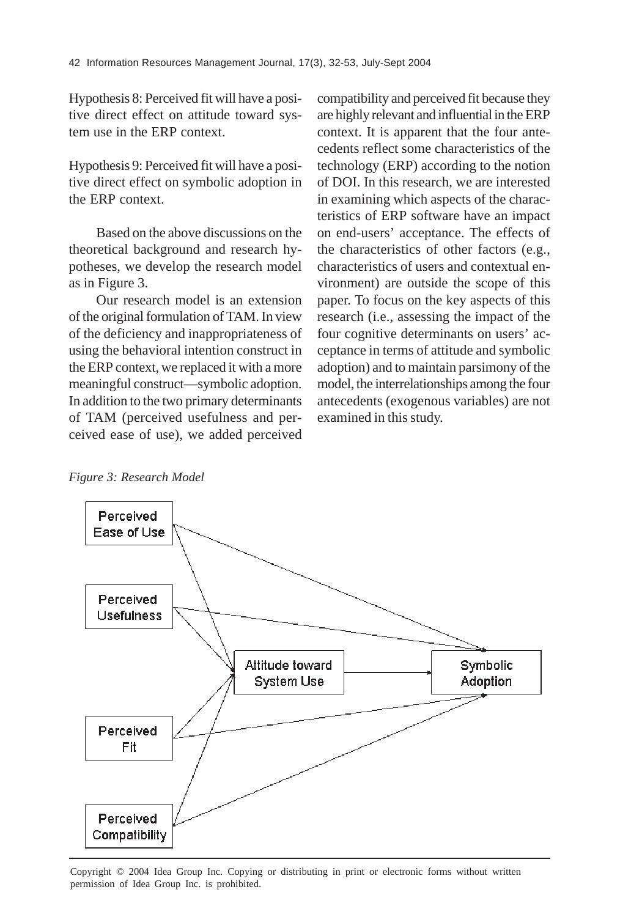Hypothesis 8: Perceived fit will have a positive direct effect on attitude toward system use in the ERP context.

Hypothesis 9: Perceived fit will have a positive direct effect on symbolic adoption in the ERP context.

Based on the above discussions on the theoretical background and research hypotheses, we develop the research model as in Figure 3.

Our research model is an extension of the original formulation of TAM. In view of the deficiency and inappropriateness of using the behavioral intention construct in the ERP context, we replaced it with a more meaningful construct—symbolic adoption. In addition to the two primary determinants of TAM (perceived usefulness and perceived ease of use), we added perceived compatibility and perceived fit because they are highly relevant and influential in the ERP context. It is apparent that the four antecedents reflect some characteristics of the technology (ERP) according to the notion of DOI. In this research, we are interested in examining which aspects of the characteristics of ERP software have an impact on end-users' acceptance. The effects of the characteristics of other factors (e.g., characteristics of users and contextual environment) are outside the scope of this paper. To focus on the key aspects of this research (i.e., assessing the impact of the four cognitive determinants on users' acceptance in terms of attitude and symbolic adoption) and to maintain parsimony of the model, the interrelationships among the four antecedents (exogenous variables) are not examined in this study.

*Figure 3: Research Model*

Perceived Ease of Use

Perceived Usefulness

Perceived Fit

Perceived Compatibility

Attitude toward System Use

Symbolic Adoption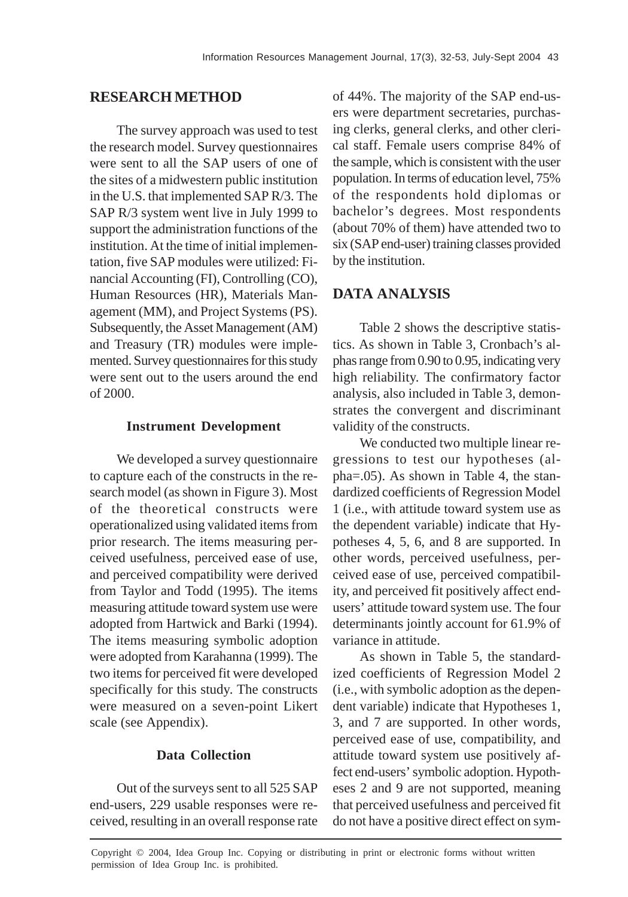## RESEARCH METHOD

The survey approach was used to test the research model. Survey questionnaires were sent to all the SAP users of one of the sites of a midwestern public institution in the U.S. that implemented SAP R/3. The SAP R/3 system went live in July 1999 to support the administration functions of the institution. At the time of initial implementation, five SAP modules were utilized: Financial Accounting (FI), Controlling (CO), Human Resources (HR), Materials Management (MM), and Project Systems (PS). Subsequently, the Asset Management (AM) and Treasury (TR) modules were implemented. Survey questionnaires for this study were sent out to the users around the end of 2000.

### Instrument Development

We developed a survey questionnaire to capture each of the constructs in the research model (as shown in Figure 3). Most of the theoretical constructs were operationalized using validated items from prior research. The items measuring perceived usefulness, perceived ease of use, and perceived compatibility were derived from Taylor and Todd (1995). The items measuring attitude toward system use were adopted from Hartwick and Barki (1994). The items measuring symbolic adoption were adopted from Karahanna (1999). The two items for perceived fit were developed specifically for this study. The constructs were measured on a seven-point Likert scale (see Appendix).

### Data Collection

Out of the surveys sent to all 525 SAP end-users, 229 usable responses were received, resulting in an overall response rate of 44%. The majority of the SAP end-users were department secretaries, purchasing clerks, general clerks, and other clerical staff. Female users comprise 84% of the sample, which is consistent with the user population. In terms of education level, 75% of the respondents hold diplomas or bachelor's degrees. Most respondents (about 70% of them) have attended two to six (SAP end-user) training classes provided by the institution.

## DATA ANALYSIS

Table 2 shows the descriptive statistics. As shown in Table 3, Cronbach's alphas range from 0.90 to 0.95, indicating very high reliability. The confirmatory factor analysis, also included in Table 3, demonstrates the convergent and discriminant validity of the constructs.

We conducted two multiple linear regressions to test our hypotheses (alpha=.05). As shown in Table 4, the standardized coefficients of Regression Model 1 (i.e., with attitude toward system use as the dependent variable) indicate that Hypotheses 4, 5, 6, and 8 are supported. In other words, perceived usefulness, perceived ease of use, perceived compatibility, and perceived fit positively affect end-users' attitude toward system use. The four determinants jointly account for 61.9% of variance in attitude.

As shown in Table 5, the standardized coefficients of Regression Model 2 (i.e., with symbolic adoption as the dependent variable) indicate that Hypotheses 1, 3, and 7 are supported. In other words, perceived ease of use, compatibility, and attitude toward system use positively affect end-users' symbolic adoption. Hypotheses 2 and 9 are not supported, meaning that perceived usefulness and perceived fit do not have a positive direct effect on sym-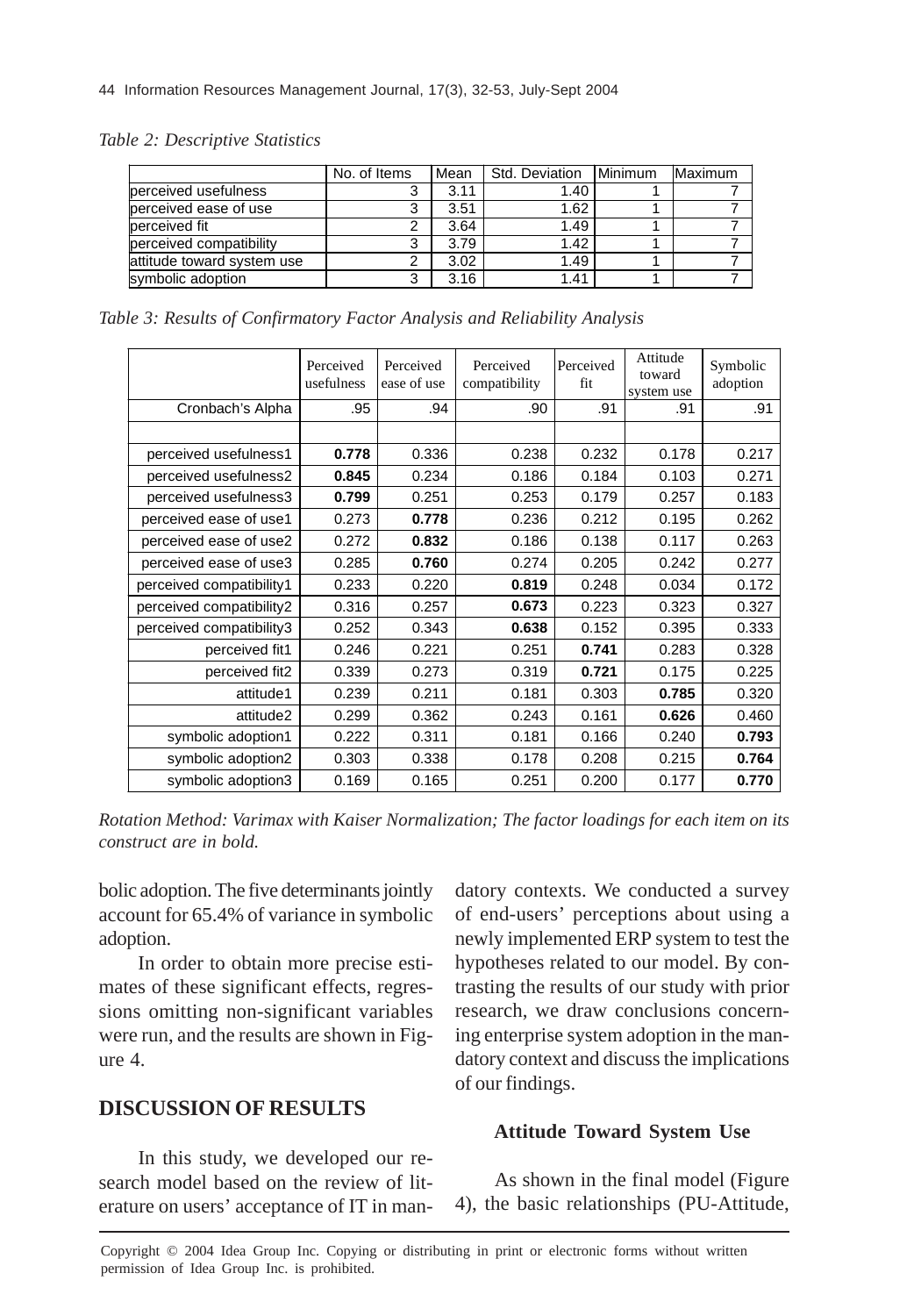*Table 2: Descriptive Statistics*

| | No. of Items | Mean | Std. Deviation | Minimum | Maximum |
|---|---|---|---|---|---|
| perceived usefulness | 3 | 3.11 | 1.40 | 1 | 7 |
| perceived ease of use | 3 | 3.51 | 1.62 | 1 | 7 |
| perceived fit | 2 | 3.64 | 1.49 | 1 | 7 |
| perceived compatibility | 3 | 3.79 | 1.42 | 1 | 7 |
| attitude toward system use | 2 | 3.02 | 1.49 | 1 | 7 |
| symbolic adoption | 3 | 3.16 | 1.41 | 1 | 7 |

*Table 3: Results of Confirmatory Factor Analysis and Reliability Analysis*

| | Perceived usefulness | Perceived ease of use | Perceived compatibility | Perceived fit | Attitude toward system use | Symbolic adoption |
|---|---|---|---|---|---|---|
| Cronbach's Alpha | .95 | .94 | .90 | .91 | .91 | .91 |
| | | | | | | |
| perceived usefulness1 | **0.778** | 0.336 | 0.238 | 0.232 | 0.178 | 0.217 |
| perceived usefulness2 | **0.845** | 0.234 | 0.186 | 0.184 | 0.103 | 0.271 |
| perceived usefulness3 | **0.799** | 0.251 | 0.253 | 0.179 | 0.257 | 0.183 |
| perceived ease of use1 | 0.273 | **0.778** | 0.236 | 0.212 | 0.195 | 0.262 |
| perceived ease of use2 | 0.272 | **0.832** | 0.186 | 0.138 | 0.117 | 0.263 |
| perceived ease of use3 | 0.285 | **0.760** | 0.274 | 0.205 | 0.242 | 0.277 |
| perceived compatibility1 | 0.233 | 0.220 | **0.819** | 0.248 | 0.034 | 0.172 |
| perceived compatibility2 | 0.316 | 0.257 | **0.673** | 0.223 | 0.323 | 0.327 |
| perceived compatibility3 | 0.252 | 0.343 | **0.638** | 0.152 | 0.395 | 0.333 |
| perceived fit1 | 0.246 | 0.221 | 0.251 | **0.741** | 0.283 | 0.328 |
| perceived fit2 | 0.339 | 0.273 | 0.319 | **0.721** | 0.175 | 0.225 |
| attitude1 | 0.239 | 0.211 | 0.181 | 0.303 | **0.785** | 0.320 |
| attitude2 | 0.299 | 0.362 | 0.243 | 0.161 | **0.626** | 0.460 |
| symbolic adoption1 | 0.222 | 0.311 | 0.181 | 0.166 | 0.240 | **0.793** |
| symbolic adoption2 | 0.303 | 0.338 | 0.178 | 0.208 | 0.215 | **0.764** |
| symbolic adoption3 | 0.169 | 0.165 | 0.251 | 0.200 | 0.177 | **0.770** |

*Rotation Method: Varimax with Kaiser Normalization; The factor loadings for each item on its construct are in bold.*

bolic adoption. The five determinants jointly account for 65.4% of variance in symbolic adoption.

In order to obtain more precise estimates of these significant effects, regressions omitting non-significant variables were run, and the results are shown in Figure 4.

## DISCUSSION OF RESULTS

In this study, we developed our research model based on the review of literature on users' acceptance of IT in mandatory contexts. We conducted a survey of end-users' perceptions about using a newly implemented ERP system to test the hypotheses related to our model. By contrasting the results of our study with prior research, we draw conclusions concerning enterprise system adoption in the mandatory context and discuss the implications of our findings.

### Attitude Toward System Use

As shown in the final model (Figure 4), the basic relationships (PU-Attitude,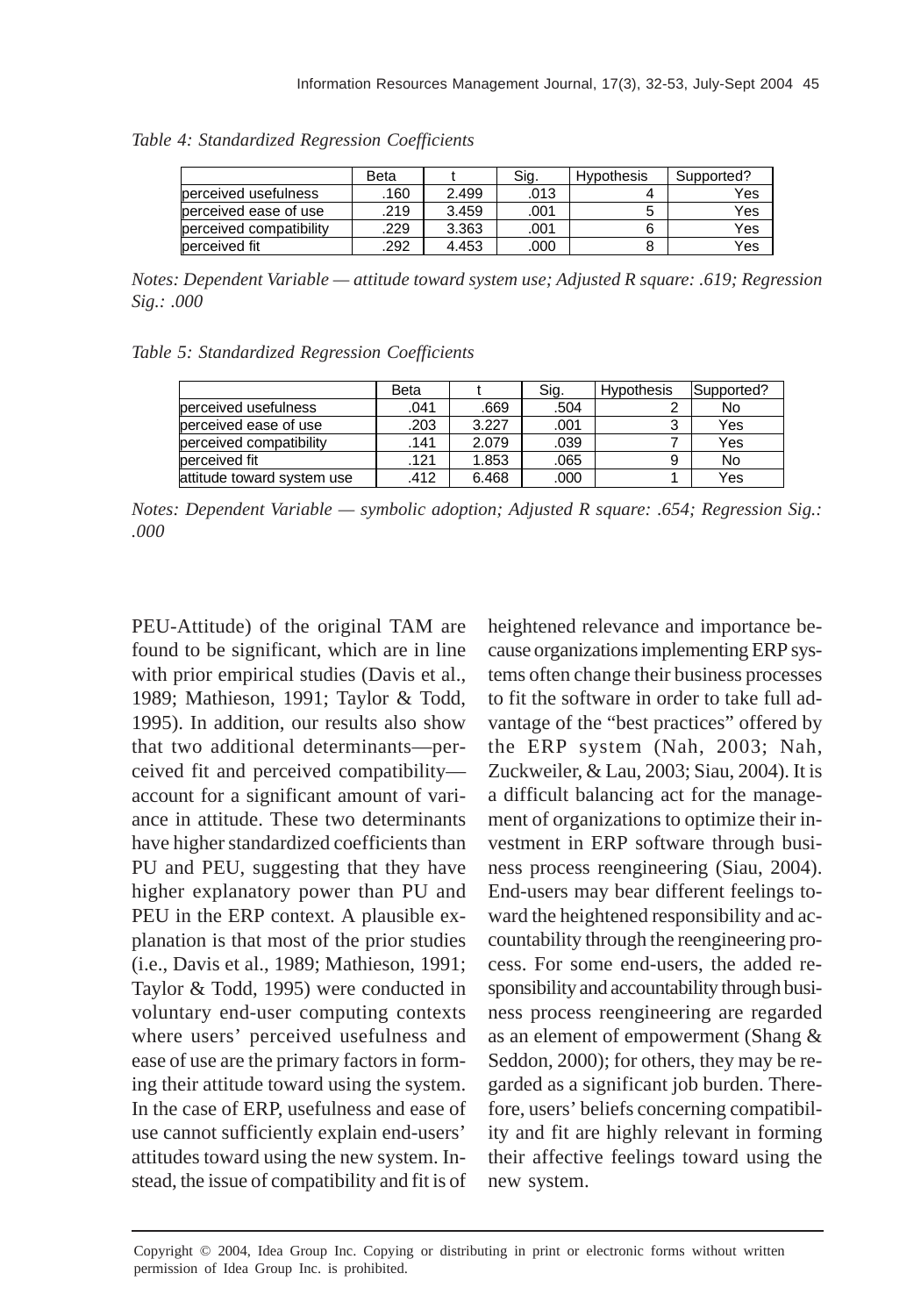*Table 4: Standardized Regression Coefficients*

| | Beta | t | Sig. | Hypothesis | Supported? |
|---|---|---|---|---|---|
| perceived usefulness | .160 | 2.499 | .013 | 4 | Yes |
| perceived ease of use | .219 | 3.459 | .001 | 5 | Yes |
| perceived compatibility | .229 | 3.363 | .001 | 6 | Yes |
| perceived fit | .292 | 4.453 | .000 | 8 | Yes |

*Notes: Dependent Variable — attitude toward system use; Adjusted R square: .619; Regression Sig.: .000*

*Table 5: Standardized Regression Coefficients*

| | Beta | t | Sig. | Hypothesis | Supported? |
|---|---|---|---|---|---|
| perceived usefulness | .041 | .669 | .504 | 2 | No |
| perceived ease of use | .203 | 3.227 | .001 | 3 | Yes |
| perceived compatibility | .141 | 2.079 | .039 | 7 | Yes |
| perceived fit | .121 | 1.853 | .065 | 9 | No |
| attitude toward system use | .412 | 6.468 | .000 | 1 | Yes |

*Notes: Dependent Variable — symbolic adoption; Adjusted R square: .654; Regression Sig.: .000*

PEU-Attitude) of the original TAM are found to be significant, which are in line with prior empirical studies (Davis et al., 1989; Mathieson, 1991; Taylor & Todd, 1995). In addition, our results also show that two additional determinants—perceived fit and perceived compatibility—account for a significant amount of variance in attitude. These two determinants have higher standardized coefficients than PU and PEU, suggesting that they have higher explanatory power than PU and PEU in the ERP context. A plausible explanation is that most of the prior studies (i.e., Davis et al., 1989; Mathieson, 1991; Taylor & Todd, 1995) were conducted in voluntary end-user computing contexts where users' perceived usefulness and ease of use are the primary factors in forming their attitude toward using the system. In the case of ERP, usefulness and ease of use cannot sufficiently explain end-users' attitudes toward using the new system. Instead, the issue of compatibility and fit is of heightened relevance and importance because organizations implementing ERP systems often change their business processes to fit the software in order to take full advantage of the "best practices" offered by the ERP system (Nah, 2003; Nah, Zuckweiler, & Lau, 2003; Siau, 2004). It is a difficult balancing act for the management of organizations to optimize their investment in ERP software through business process reengineering (Siau, 2004). End-users may bear different feelings toward the heightened responsibility and accountability through the reengineering process. For some end-users, the added responsibility and accountability through business process reengineering are regarded as an element of empowerment (Shang & Seddon, 2000); for others, they may be regarded as a significant job burden. Therefore, users' beliefs concerning compatibility and fit are highly relevant in forming their affective feelings toward using the new system.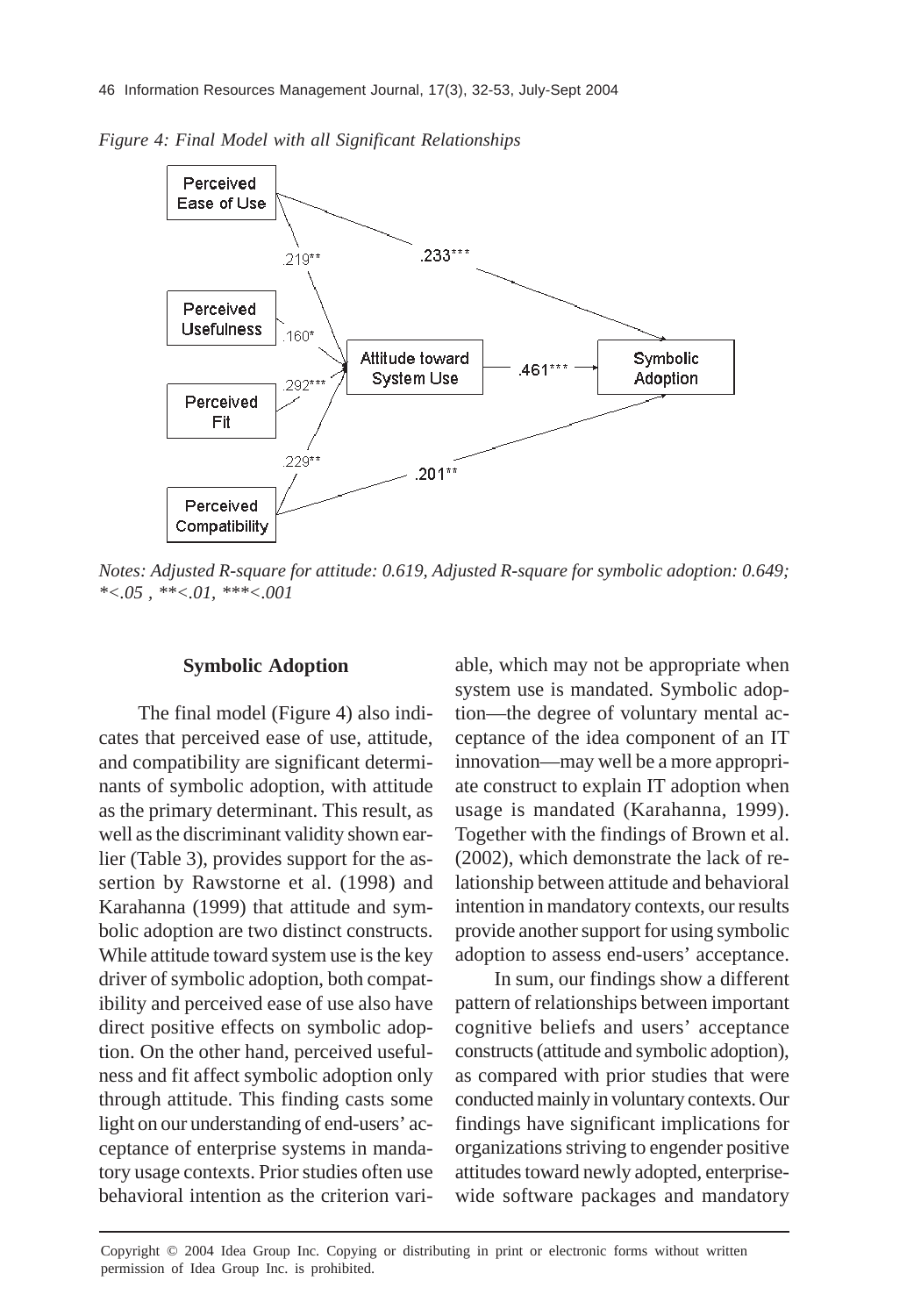*Figure 4: Final Model with all Significant Relationships*

*Notes: Adjusted R-square for attitude: 0.619, Adjusted R-square for symbolic adoption: 0.649; *<.05 , **<.01, ***<.001*

### Symbolic Adoption

The final model (Figure 4) also indicates that perceived ease of use, attitude, and compatibility are significant determinants of symbolic adoption, with attitude as the primary determinant. This result, as well as the discriminant validity shown earlier (Table 3), provides support for the assertion by Rawstorne et al. (1998) and Karahanna (1999) that attitude and symbolic adoption are two distinct constructs. While attitude toward system use is the key driver of symbolic adoption, both compatibility and perceived ease of use also have direct positive effects on symbolic adoption. On the other hand, perceived usefulness and fit affect symbolic adoption only through attitude. This finding casts some light on our understanding of end-users' acceptance of enterprise systems in mandatory usage contexts. Prior studies often use behavioral intention as the criterion variable, which may not be appropriate when system use is mandated. Symbolic adoption—the degree of voluntary mental acceptance of the idea component of an IT innovation—may well be a more appropriate construct to explain IT adoption when usage is mandated (Karahanna, 1999). Together with the findings of Brown et al. (2002), which demonstrate the lack of relationship between attitude and behavioral intention in mandatory contexts, our results provide another support for using symbolic adoption to assess end-users' acceptance.

In sum, our findings show a different pattern of relationships between important cognitive beliefs and users' acceptance constructs (attitude and symbolic adoption), as compared with prior studies that were conducted mainly in voluntary contexts. Our findings have significant implications for organizations striving to engender positive attitudes toward newly adopted, enterprise-wide software packages and mandatory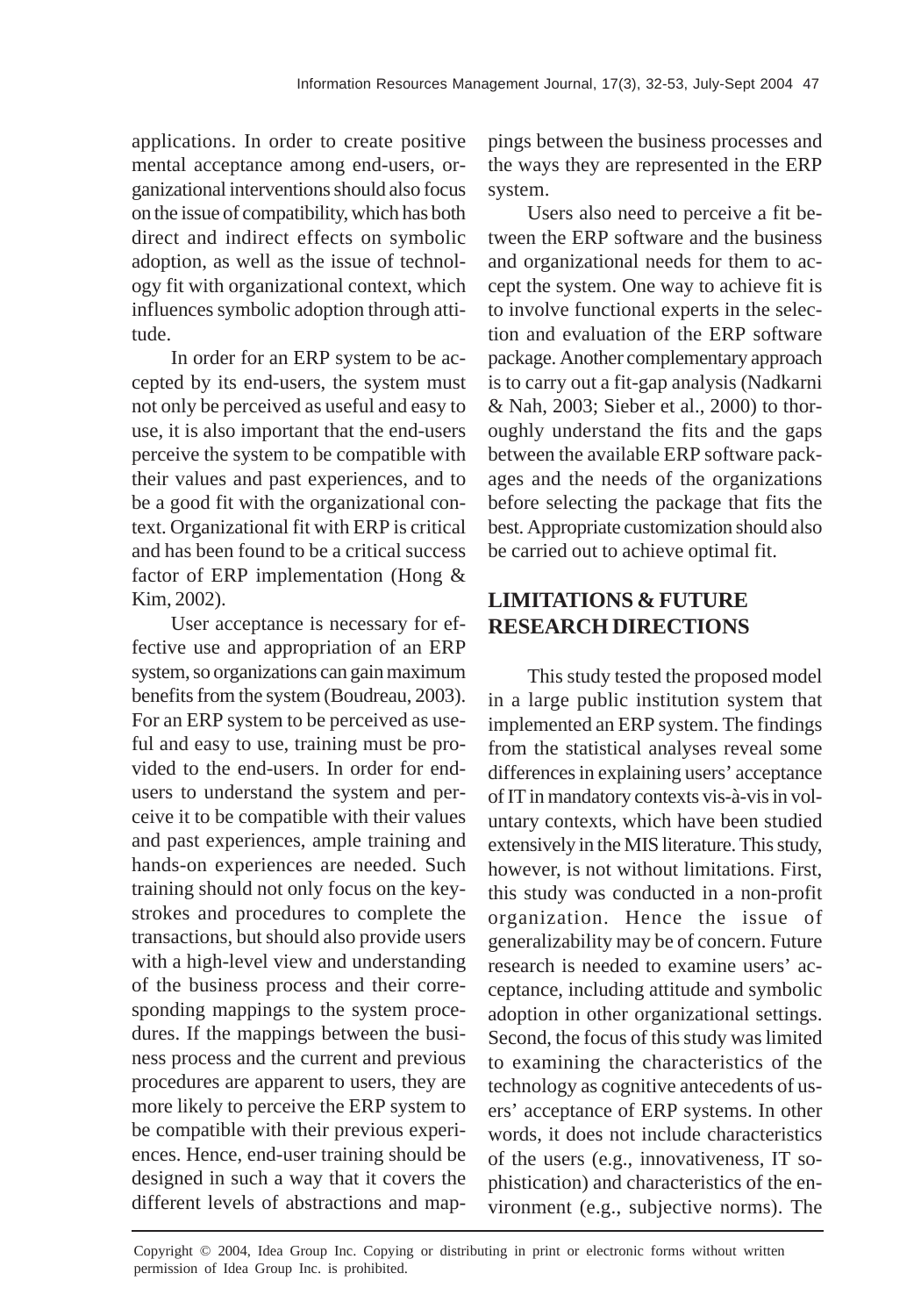applications. In order to create positive mental acceptance among end-users, organizational interventions should also focus on the issue of compatibility, which has both direct and indirect effects on symbolic adoption, as well as the issue of technology fit with organizational context, which influences symbolic adoption through attitude.

In order for an ERP system to be accepted by its end-users, the system must not only be perceived as useful and easy to use, it is also important that the end-users perceive the system to be compatible with their values and past experiences, and to be a good fit with the organizational context. Organizational fit with ERP is critical and has been found to be a critical success factor of ERP implementation (Hong & Kim, 2002).

User acceptance is necessary for effective use and appropriation of an ERP system, so organizations can gain maximum benefits from the system (Boudreau, 2003). For an ERP system to be perceived as useful and easy to use, training must be provided to the end-users. In order for end-users to understand the system and perceive it to be compatible with their values and past experiences, ample training and hands-on experiences are needed. Such training should not only focus on the keystrokes and procedures to complete the transactions, but should also provide users with a high-level view and understanding of the business process and their corresponding mappings to the system procedures. If the mappings between the business process and the current and previous procedures are apparent to users, they are more likely to perceive the ERP system to be compatible with their previous experiences. Hence, end-user training should be designed in such a way that it covers the different levels of abstractions and mappings between the business processes and the ways they are represented in the ERP system.

Users also need to perceive a fit between the ERP software and the business and organizational needs for them to accept the system. One way to achieve fit is to involve functional experts in the selection and evaluation of the ERP software package. Another complementary approach is to carry out a fit-gap analysis (Nadkarni & Nah, 2003; Sieber et al., 2000) to thoroughly understand the fits and the gaps between the available ERP software packages and the needs of the organizations before selecting the package that fits the best. Appropriate customization should also be carried out to achieve optimal fit.

## LIMITATIONS & FUTURE RESEARCH DIRECTIONS

This study tested the proposed model in a large public institution system that implemented an ERP system. The findings from the statistical analyses reveal some differences in explaining users' acceptance of IT in mandatory contexts vis-à-vis in voluntary contexts, which have been studied extensively in the MIS literature. This study, however, is not without limitations. First, this study was conducted in a non-profit organization. Hence the issue of generalizability may be of concern. Future research is needed to examine users' acceptance, including attitude and symbolic adoption in other organizational settings. Second, the focus of this study was limited to examining the characteristics of the technology as cognitive antecedents of users' acceptance of ERP systems. In other words, it does not include characteristics of the users (e.g., innovativeness, IT sophistication) and characteristics of the environment (e.g., subjective norms). The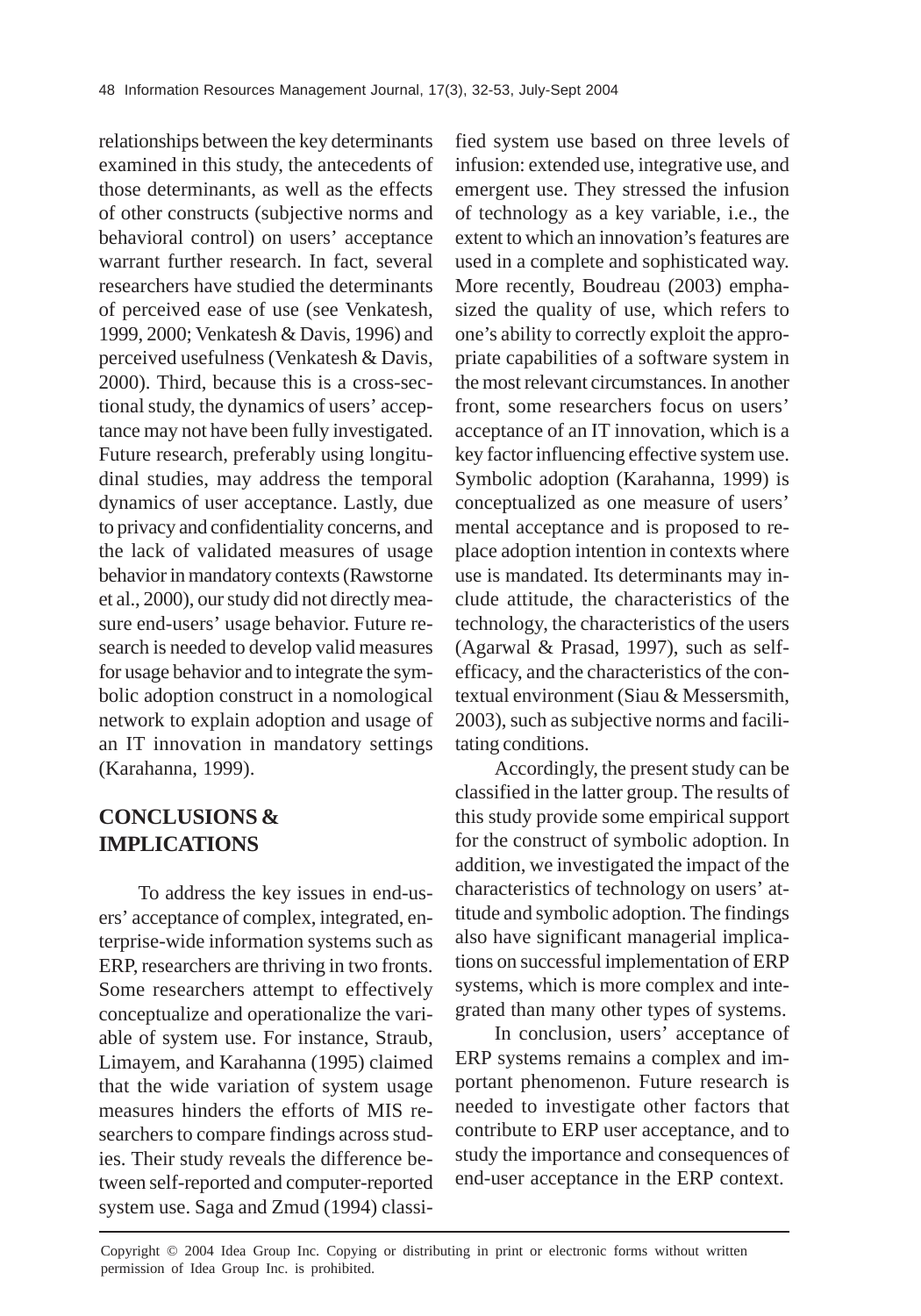relationships between the key determinants examined in this study, the antecedents of those determinants, as well as the effects of other constructs (subjective norms and behavioral control) on users' acceptance warrant further research. In fact, several researchers have studied the determinants of perceived ease of use (see Venkatesh, 1999, 2000; Venkatesh & Davis, 1996) and perceived usefulness (Venkatesh & Davis, 2000). Third, because this is a cross-sectional study, the dynamics of users' acceptance may not have been fully investigated. Future research, preferably using longitudinal studies, may address the temporal dynamics of user acceptance. Lastly, due to privacy and confidentiality concerns, and the lack of validated measures of usage behavior in mandatory contexts (Rawstorne et al., 2000), our study did not directly measure end-users' usage behavior. Future research is needed to develop valid measures for usage behavior and to integrate the symbolic adoption construct in a nomological network to explain adoption and usage of an IT innovation in mandatory settings (Karahanna, 1999).

## CONCLUSIONS & IMPLICATIONS

To address the key issues in end-users' acceptance of complex, integrated, enterprise-wide information systems such as ERP, researchers are thriving in two fronts. Some researchers attempt to effectively conceptualize and operationalize the variable of system use. For instance, Straub, Limayem, and Karahanna (1995) claimed that the wide variation of system usage measures hinders the efforts of MIS researchers to compare findings across studies. Their study reveals the difference between self-reported and computer-reported system use. Saga and Zmud (1994) classified system use based on three levels of infusion: extended use, integrative use, and emergent use. They stressed the infusion of technology as a key variable, i.e., the extent to which an innovation's features are used in a complete and sophisticated way. More recently, Boudreau (2003) emphasized the quality of use, which refers to one's ability to correctly exploit the appropriate capabilities of a software system in the most relevant circumstances. In another front, some researchers focus on users' acceptance of an IT innovation, which is a key factor influencing effective system use. Symbolic adoption (Karahanna, 1999) is conceptualized as one measure of users' mental acceptance and is proposed to replace adoption intention in contexts where use is mandated. Its determinants may include attitude, the characteristics of the technology, the characteristics of the users (Agarwal & Prasad, 1997), such as self-efficacy, and the characteristics of the contextual environment (Siau & Messersmith, 2003), such as subjective norms and facilitating conditions.

Accordingly, the present study can be classified in the latter group. The results of this study provide some empirical support for the construct of symbolic adoption. In addition, we investigated the impact of the characteristics of technology on users' attitude and symbolic adoption. The findings also have significant managerial implications on successful implementation of ERP systems, which is more complex and integrated than many other types of systems.

In conclusion, users' acceptance of ERP systems remains a complex and important phenomenon. Future research is needed to investigate other factors that contribute to ERP user acceptance, and to study the importance and consequences of end-user acceptance in the ERP context.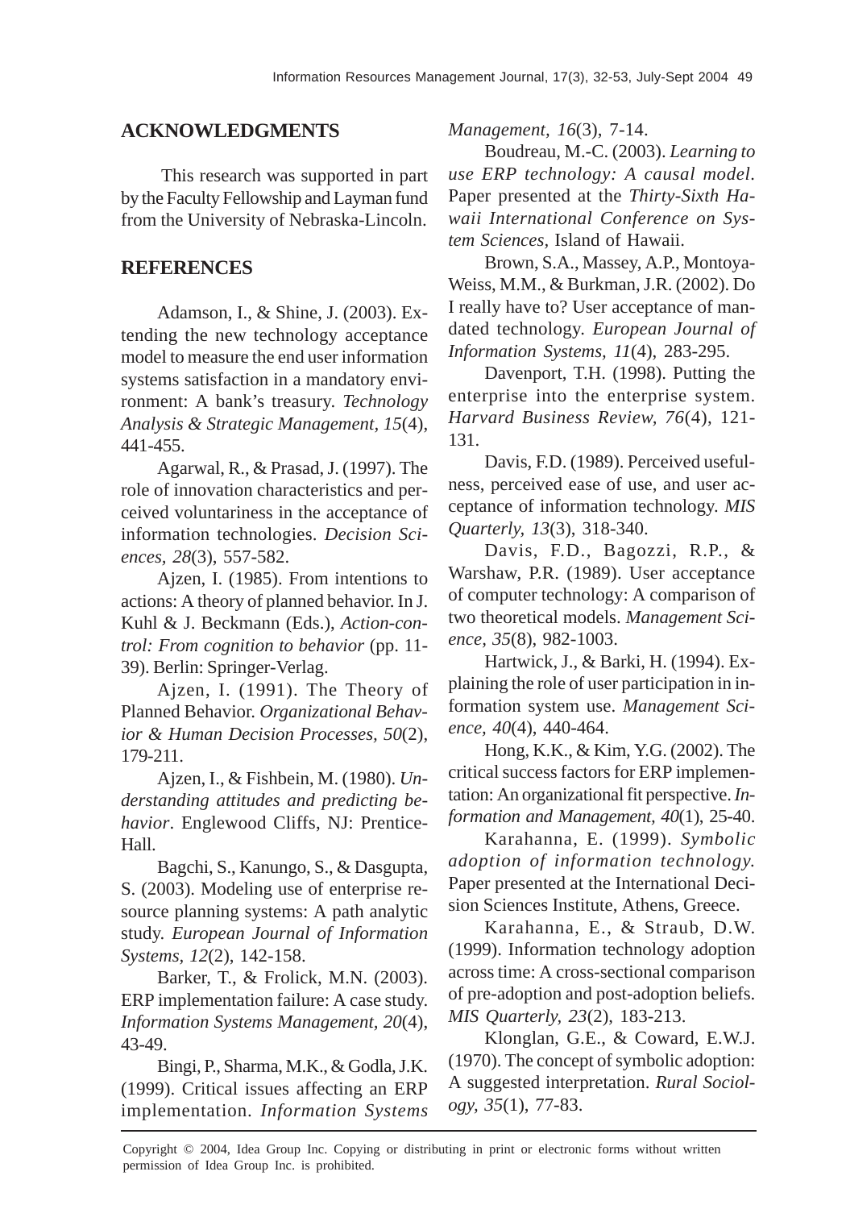## ACKNOWLEDGMENTS

This research was supported in part by the Faculty Fellowship and Layman fund from the University of Nebraska-Lincoln.

## REFERENCES

Adamson, I., & Shine, J. (2003). Extending the new technology acceptance model to measure the end user information systems satisfaction in a mandatory environment: A bank's treasury. *Technology Analysis & Strategic Management, 15*(4), 441-455.

Agarwal, R., & Prasad, J. (1997). The role of innovation characteristics and perceived voluntariness in the acceptance of information technologies. *Decision Sciences, 28*(3), 557-582.

Ajzen, I. (1985). From intentions to actions: A theory of planned behavior. In J. Kuhl & J. Beckmann (Eds.), *Action-control: From cognition to behavior* (pp. 11-39). Berlin: Springer-Verlag.

Ajzen, I. (1991). The Theory of Planned Behavior. *Organizational Behavior & Human Decision Processes, 50*(2), 179-211.

Ajzen, I., & Fishbein, M. (1980). *Understanding attitudes and predicting behavior*. Englewood Cliffs, NJ: Prentice-Hall.

Bagchi, S., Kanungo, S., & Dasgupta, S. (2003). Modeling use of enterprise resource planning systems: A path analytic study. *European Journal of Information Systems, 12*(2), 142-158.

Barker, T., & Frolick, M.N. (2003). ERP implementation failure: A case study. *Information Systems Management, 20*(4), 43-49.

Bingi, P., Sharma, M.K., & Godla, J.K. (1999). Critical issues affecting an ERP implementation. *Information Systems Management, 16*(3), 7-14.

Boudreau, M.-C. (2003). *Learning to use ERP technology: A causal model*. Paper presented at the *Thirty-Sixth Hawaii International Conference on System Sciences*, Island of Hawaii.

Brown, S.A., Massey, A.P., Montoya-Weiss, M.M., & Burkman, J.R. (2002). Do I really have to? User acceptance of mandated technology. *European Journal of Information Systems, 11*(4), 283-295.

Davenport, T.H. (1998). Putting the enterprise into the enterprise system. *Harvard Business Review, 76*(4), 121-131.

Davis, F.D. (1989). Perceived usefulness, perceived ease of use, and user acceptance of information technology. *MIS Quarterly, 13*(3), 318-340.

Davis, F.D., Bagozzi, R.P., & Warshaw, P.R. (1989). User acceptance of computer technology: A comparison of two theoretical models. *Management Science, 35*(8), 982-1003.

Hartwick, J., & Barki, H. (1994). Explaining the role of user participation in information system use. *Management Science, 40*(4), 440-464.

Hong, K.K., & Kim, Y.G. (2002). The critical success factors for ERP implementation: An organizational fit perspective. *Information and Management, 40*(1), 25-40.

Karahanna, E. (1999). *Symbolic adoption of information technology.* Paper presented at the International Decision Sciences Institute, Athens, Greece.

Karahanna, E., & Straub, D.W. (1999). Information technology adoption across time: A cross-sectional comparison of pre-adoption and post-adoption beliefs. *MIS Quarterly, 23*(2), 183-213.

Klonglan, G.E., & Coward, E.W.J. (1970). The concept of symbolic adoption: A suggested interpretation. *Rural Sociology, 35*(1), 77-83.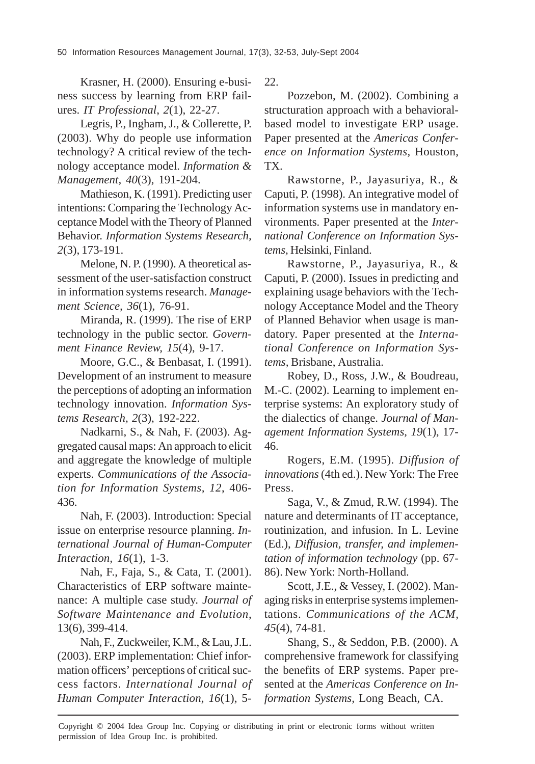Krasner, H. (2000). Ensuring e-business success by learning from ERP failures. *IT Professional*, *2*(1), 22-27.

Legris, P., Ingham, J., & Collerette, P. (2003). Why do people use information technology? A critical review of the technology acceptance model. *Information & Management*, *40*(3), 191-204.

Mathieson, K. (1991). Predicting user intentions: Comparing the Technology Acceptance Model with the Theory of Planned Behavior. *Information Systems Research*, *2*(3), 173-191.

Melone, N. P. (1990). A theoretical assessment of the user-satisfaction construct in information systems research. *Management Science*, *36*(1), 76-91.

Miranda, R. (1999). The rise of ERP technology in the public sector. *Government Finance Review, 15*(4), 9-17.

Moore, G.C., & Benbasat, I. (1991). Development of an instrument to measure the perceptions of adopting an information technology innovation. *Information Systems Research*, *2*(3), 192-222.

Nadkarni, S., & Nah, F. (2003). Aggregated causal maps: An approach to elicit and aggregate the knowledge of multiple experts. *Communications of the Association for Information Systems*, *12*, 406-436.

Nah, F. (2003). Introduction: Special issue on enterprise resource planning. *International Journal of Human-Computer Interaction*, *16*(1), 1-3.

Nah, F., Faja, S., & Cata, T. (2001). Characteristics of ERP software maintenance: A multiple case study. *Journal of Software Maintenance and Evolution*, 13(6), 399-414.

Nah, F., Zuckweiler, K.M., & Lau, J.L. (2003). ERP implementation: Chief information officers' perceptions of critical success factors. *International Journal of Human Computer Interaction*, *16*(1), 5-22.

Pozzebon, M. (2002). Combining a structuration approach with a behavioral-based model to investigate ERP usage. Paper presented at the *Americas Conference on Information Systems*, Houston, TX.

Rawstorne, P., Jayasuriya, R., & Caputi, P. (1998). An integrative model of information systems use in mandatory environments. Paper presented at the *International Conference on Information Systems*, Helsinki, Finland.

Rawstorne, P., Jayasuriya, R., & Caputi, P. (2000). Issues in predicting and explaining usage behaviors with the Technology Acceptance Model and the Theory of Planned Behavior when usage is mandatory. Paper presented at the *International Conference on Information Systems*, Brisbane, Australia.

Robey, D., Ross, J.W., & Boudreau, M.-C. (2002). Learning to implement enterprise systems: An exploratory study of the dialectics of change. *Journal of Management Information Systems*, *19*(1), 17-46.

Rogers, E.M. (1995). *Diffusion of innovations* (4th ed.). New York: The Free Press.

Saga, V., & Zmud, R.W. (1994). The nature and determinants of IT acceptance, routinization, and infusion. In L. Levine (Ed.), *Diffusion, transfer, and implementation of information technology* (pp. 67-86). New York: North-Holland.

Scott, J.E., & Vessey, I. (2002). Managing risks in enterprise systems implementations. *Communications of the ACM*, *45*(4), 74-81.

Shang, S., & Seddon, P.B. (2000). A comprehensive framework for classifying the benefits of ERP systems. Paper presented at the *Americas Conference on Information Systems*, Long Beach, CA.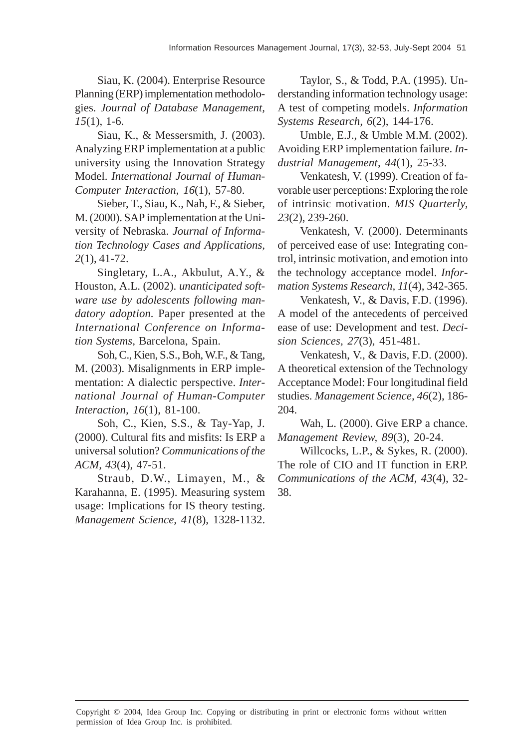Siau, K. (2004). Enterprise Resource Planning (ERP) implementation methodologies. *Journal of Database Management, 15*(1), 1-6.

Siau, K., & Messersmith, J. (2003). Analyzing ERP implementation at a public university using the Innovation Strategy Model. *International Journal of Human-Computer Interaction*, *16*(1), 57-80.

Sieber, T., Siau, K., Nah, F., & Sieber, M. (2000). SAP implementation at the University of Nebraska. *Journal of Information Technology Cases and Applications*, *2*(1), 41-72.

Singletary, L.A., Akbulut, A.Y., & Houston, A.L. (2002). *unanticipated software use by adolescents following mandatory adoption*. Paper presented at the *International Conference on Information Systems,* Barcelona, Spain.

Soh, C., Kien, S.S., Boh, W.F., & Tang, M. (2003). Misalignments in ERP implementation: A dialectic perspective. *International Journal of Human-Computer Interaction, 16*(1), 81-100.

Soh, C., Kien, S.S., & Tay-Yap, J. (2000). Cultural fits and misfits: Is ERP a universal solution? *Communications of the ACM, 43*(4), 47-51.

Straub, D.W., Limayen, M., & Karahanna, E. (1995). Measuring system usage: Implications for IS theory testing. *Management Science, 41*(8), 1328-1132.

Taylor, S., & Todd, P.A. (1995). Understanding information technology usage: A test of competing models. *Information Systems Research, 6*(2), 144-176.

Umble, E.J., & Umble M.M. (2002). Avoiding ERP implementation failure. *Industrial Management*, *44*(1), 25-33.

Venkatesh, V. (1999). Creation of favorable user perceptions: Exploring the role of intrinsic motivation. *MIS Quarterly, 23*(2), 239-260.

Venkatesh, V. (2000). Determinants of perceived ease of use: Integrating control, intrinsic motivation, and emotion into the technology acceptance model. *Information Systems Research*, *11*(4), 342-365.

Venkatesh, V., & Davis, F.D. (1996). A model of the antecedents of perceived ease of use: Development and test. *Decision Sciences*, *27*(3), 451-481.

Venkatesh, V., & Davis, F.D. (2000). A theoretical extension of the Technology Acceptance Model: Four longitudinal field studies. *Management Science, 46*(2), 186-204.

Wah, L. (2000). Give ERP a chance. *Management Review, 89*(3), 20-24.

Willcocks, L.P., & Sykes, R. (2000). The role of CIO and IT function in ERP. *Communications of the ACM, 43*(4), 32-38.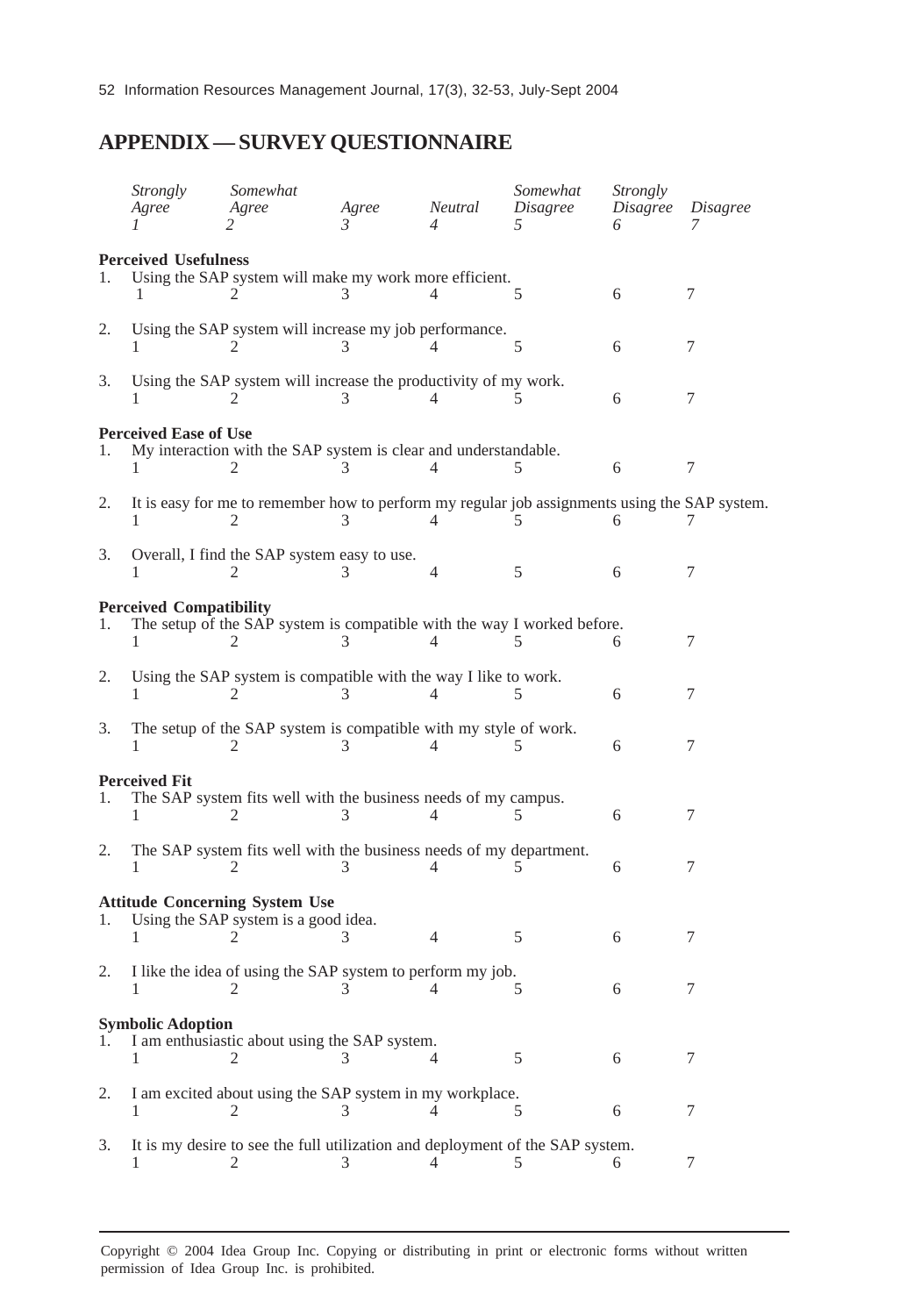## APPENDIX — SURVEY QUESTIONNAIRE

| *Strongly Agree* | *Somewhat Agree* | *Agree* | *Neutral* | *Somewhat Disagree* | *Strongly Disagree* | *Disagree* |
|---|---|---|---|---|---|---|
| *1* | *2* | *3* | *4* | *5* | *6* | *7* |

**Perceived Usefulness**

1. Using the SAP system will make my work more efficient.
   1 2 3 4 5 6 7

2. Using the SAP system will increase my job performance.
   1 2 3 4 5 6 7

3. Using the SAP system will increase the productivity of my work.
   1 2 3 4 5 6 7

**Perceived Ease of Use**

1. My interaction with the SAP system is clear and understandable.
   1 2 3 4 5 6 7

2. It is easy for me to remember how to perform my regular job assignments using the SAP system.
   1 2 3 4 5 6 7

3. Overall, I find the SAP system easy to use.
   1 2 3 4 5 6 7

**Perceived Compatibility**

1. The setup of the SAP system is compatible with the way I worked before.
   1 2 3 4 5 6 7

2. Using the SAP system is compatible with the way I like to work.
   1 2 3 4 5 6 7

3. The setup of the SAP system is compatible with my style of work.
   1 2 3 4 5 6 7

**Perceived Fit**

1. The SAP system fits well with the business needs of my campus.
   1 2 3 4 5 6 7

2. The SAP system fits well with the business needs of my department.
   1 2 3 4 5 6 7

**Attitude Concerning System Use**

1. Using the SAP system is a good idea.
   1 2 3 4 5 6 7

2. I like the idea of using the SAP system to perform my job.
   1 2 3 4 5 6 7

**Symbolic Adoption**

1. I am enthusiastic about using the SAP system.
   1 2 3 4 5 6 7

2. I am excited about using the SAP system in my workplace.
   1 2 3 4 5 6 7

3. It is my desire to see the full utilization and deployment of the SAP system.
   1 2 3 4 5 6 7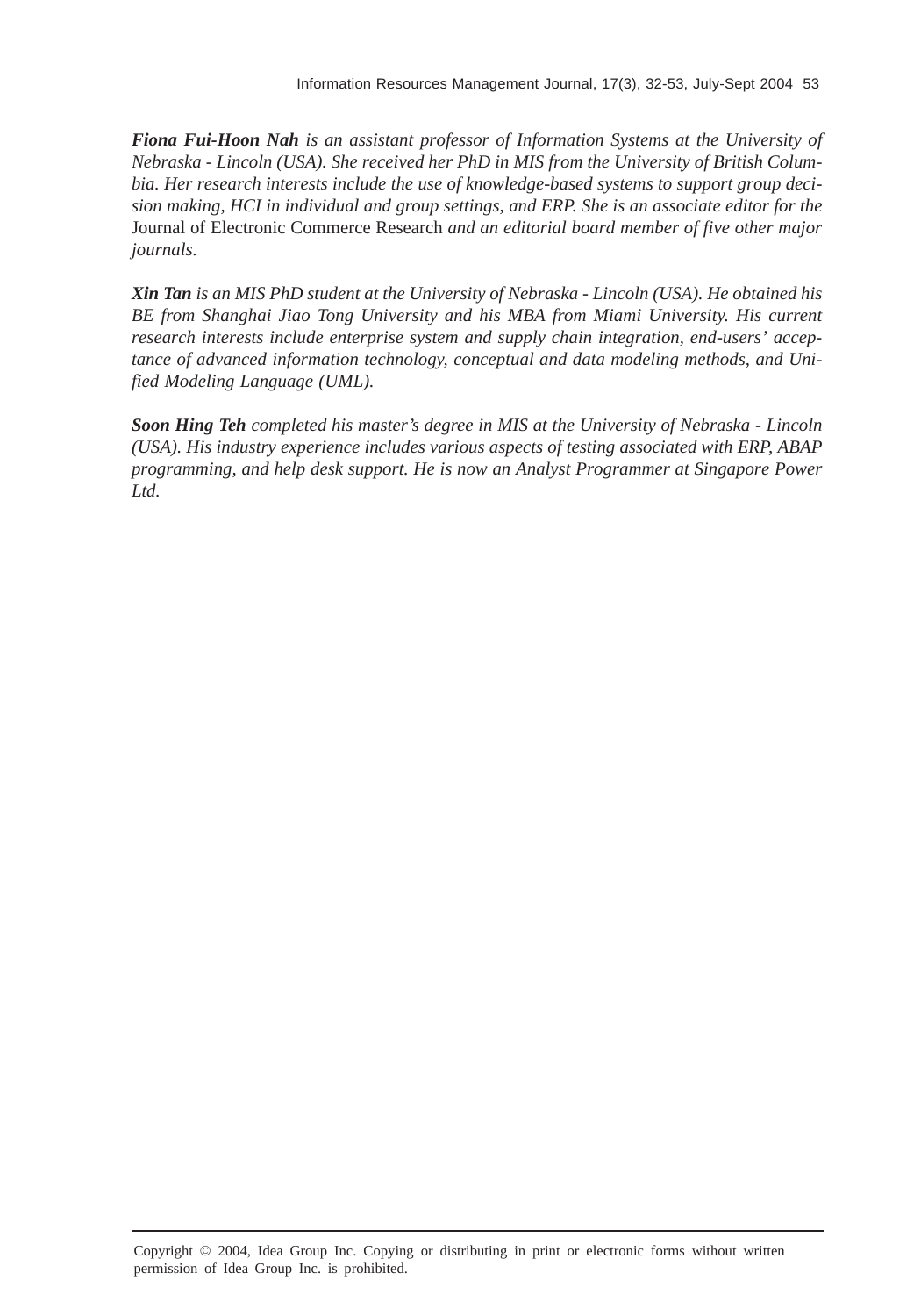***Fiona Fui-Hoon Nah** is an assistant professor of Information Systems at the University of Nebraska - Lincoln (USA). She received her PhD in MIS from the University of British Columbia. Her research interests include the use of knowledge-based systems to support group decision making, HCI in individual and group settings, and ERP. She is an associate editor for the* Journal of Electronic Commerce Research *and an editorial board member of five other major journals.*

***Xin Tan** is an MIS PhD student at the University of Nebraska - Lincoln (USA). He obtained his BE from Shanghai Jiao Tong University and his MBA from Miami University. His current research interests include enterprise system and supply chain integration, end-users' acceptance of advanced information technology, conceptual and data modeling methods, and Unified Modeling Language (UML).*

***Soon Hing Teh** completed his master's degree in MIS at the University of Nebraska - Lincoln (USA). His industry experience includes various aspects of testing associated with ERP, ABAP programming, and help desk support. He is now an Analyst Programmer at Singapore Power Ltd.*